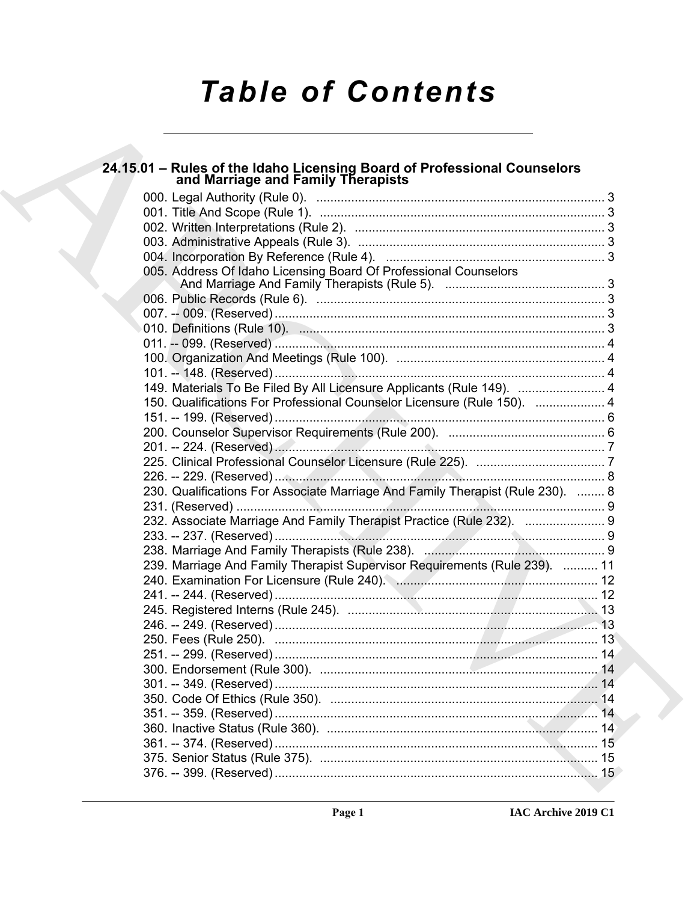# Table of Contents

## 24.15.01 – Rules of the Idaho Licensing Board of Professional Counselors and Marriage and Family Therapists

000. Legal Authority (Rule 0). .......... 3
001. Title And Scope (Rule 1). .......... 3
002. Written Interpretations (Rule 2). .......... 3
003. Administrative Appeals (Rule 3). .......... 3
004. Incorporation By Reference (Rule 4). .......... 3
005. Address Of Idaho Licensing Board Of Professional Counselors And Marriage And Family Therapists (Rule 5). .......... 3
006. Public Records (Rule 6). .......... 3
007. -- 009. (Reserved) .......... 3
010. Definitions (Rule 10). .......... 3
011. -- 099. (Reserved) .......... 4
100. Organization And Meetings (Rule 100). .......... 4
101. -- 148. (Reserved) .......... 4
149. Materials To Be Filed By All Licensure Applicants (Rule 149). .......... 4
150. Qualifications For Professional Counselor Licensure (Rule 150). .......... 4
151. -- 199. (Reserved) .......... 6
200. Counselor Supervisor Requirements (Rule 200). .......... 6
201. -- 224. (Reserved) .......... 7
225. Clinical Professional Counselor Licensure (Rule 225). .......... 7
226. -- 229. (Reserved) .......... 8
230. Qualifications For Associate Marriage And Family Therapist (Rule 230). .......... 8
231. (Reserved) .......... 9
232. Associate Marriage And Family Therapist Practice (Rule 232). .......... 9
233. -- 237. (Reserved) .......... 9
238. Marriage And Family Therapists (Rule 238). .......... 9
239. Marriage And Family Therapist Supervisor Requirements (Rule 239). .......... 11
240. Examination For Licensure (Rule 240). .......... 12
241. -- 244. (Reserved) .......... 12
245. Registered Interns (Rule 245). .......... 13
246. -- 249. (Reserved) .......... 13
250. Fees (Rule 250). .......... 13
251. -- 299. (Reserved) .......... 14
300. Endorsement (Rule 300). .......... 14
301. -- 349. (Reserved) .......... 14
350. Code Of Ethics (Rule 350). .......... 14
351. -- 359. (Reserved) .......... 14
360. Inactive Status (Rule 360). .......... 14
361. -- 374. (Reserved) .......... 15
375. Senior Status (Rule 375). .......... 15
376. -- 399. (Reserved) .......... 15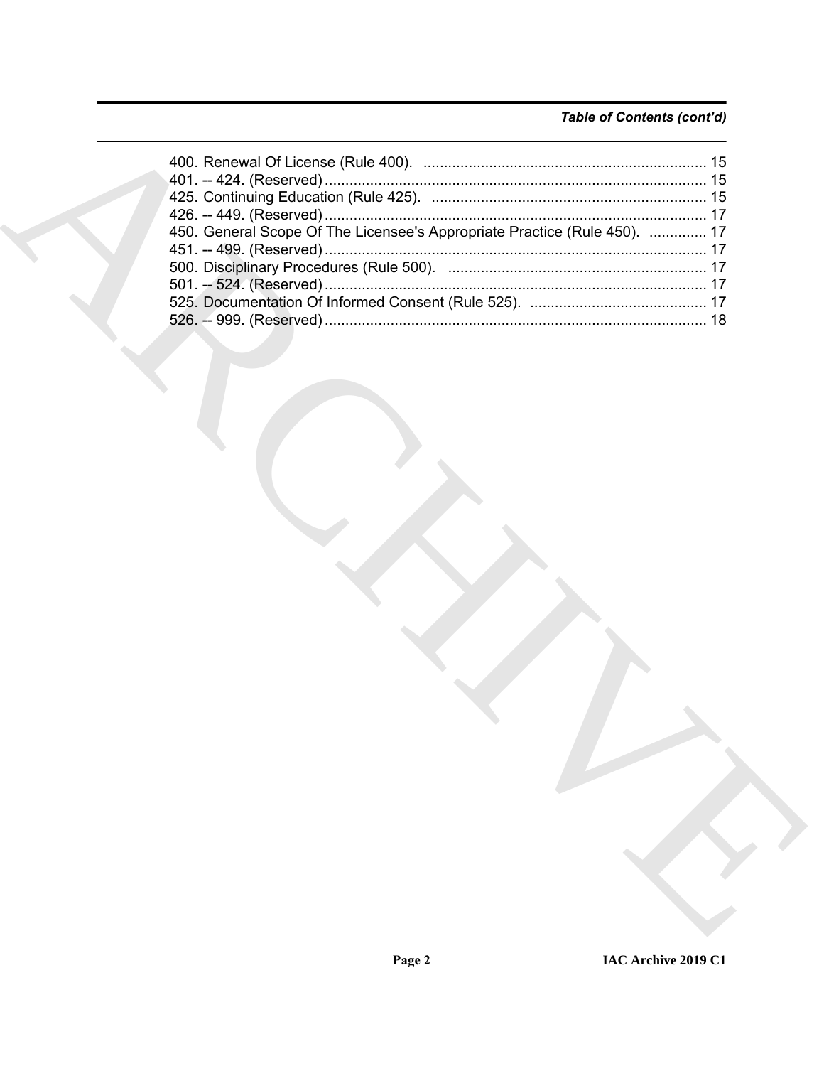*Table of Contents (cont'd)*

400. Renewal Of License (Rule 400). ..................................................................... 15
401. -- 424. (Reserved) ............................................................................................ 15
425. Continuing Education (Rule 425). ................................................................... 15
426. -- 449. (Reserved) ............................................................................................ 17
450. General Scope Of The Licensee's Appropriate Practice (Rule 450). .............. 17
451. -- 499. (Reserved) ............................................................................................ 17
500. Disciplinary Procedures (Rule 500). ............................................................... 17
501. -- 524. (Reserved) ............................................................................................ 17
525. Documentation Of Informed Consent (Rule 525). ........................................... 17
526. -- 999. (Reserved) ............................................................................................ 18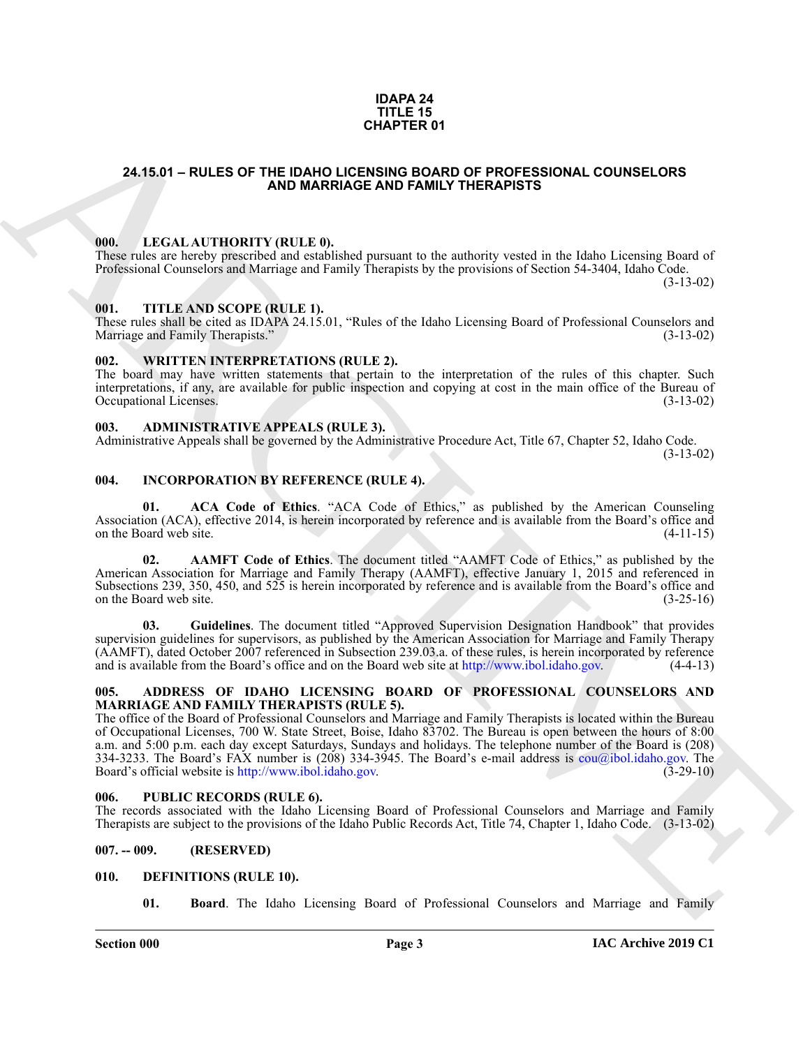**IDAPA 24**
**TITLE 15**
**CHAPTER 01**

# 24.15.01 – RULES OF THE IDAHO LICENSING BOARD OF PROFESSIONAL COUNSELORS AND MARRIAGE AND FAMILY THERAPISTS

### 000. LEGAL AUTHORITY (RULE 0).

These rules are hereby prescribed and established pursuant to the authority vested in the Idaho Licensing Board of Professional Counselors and Marriage and Family Therapists by the provisions of Section 54-3404, Idaho Code. (3-13-02)

### 001. TITLE AND SCOPE (RULE 1).

These rules shall be cited as IDAPA 24.15.01, "Rules of the Idaho Licensing Board of Professional Counselors and Marriage and Family Therapists." (3-13-02)

### 002. WRITTEN INTERPRETATIONS (RULE 2).

The board may have written statements that pertain to the interpretation of the rules of this chapter. Such interpretations, if any, are available for public inspection and copying at cost in the main office of the Bureau of Occupational Licenses. (3-13-02)

### 003. ADMINISTRATIVE APPEALS (RULE 3).

Administrative Appeals shall be governed by the Administrative Procedure Act, Title 67, Chapter 52, Idaho Code. (3-13-02)

### 004. INCORPORATION BY REFERENCE (RULE 4).

**01. ACA Code of Ethics**. "ACA Code of Ethics," as published by the American Counseling Association (ACA), effective 2014, is herein incorporated by reference and is available from the Board's office and on the Board web site. (4-11-15)

**02. AAMFT Code of Ethics**. The document titled "AAMFT Code of Ethics," as published by the American Association for Marriage and Family Therapy (AAMFT), effective January 1, 2015 and referenced in Subsections 239, 350, 450, and 525 is herein incorporated by reference and is available from the Board's office and on the Board web site. (3-25-16)

**03. Guidelines**. The document titled "Approved Supervision Designation Handbook" that provides supervision guidelines for supervisors, as published by the American Association for Marriage and Family Therapy (AAMFT), dated October 2007 referenced in Subsection 239.03.a. of these rules, is herein incorporated by reference and is available from the Board's office and on the Board web site at http://www.ibol.idaho.gov. (4-4-13)

### 005. ADDRESS OF IDAHO LICENSING BOARD OF PROFESSIONAL COUNSELORS AND MARRIAGE AND FAMILY THERAPISTS (RULE 5).

The office of the Board of Professional Counselors and Marriage and Family Therapists is located within the Bureau of Occupational Licenses, 700 W. State Street, Boise, Idaho 83702. The Bureau is open between the hours of 8:00 a.m. and 5:00 p.m. each day except Saturdays, Sundays and holidays. The telephone number of the Board is (208) 334-3233. The Board's FAX number is (208) 334-3945. The Board's e-mail address is cou@ibol.idaho.gov. The Board's official website is http://www.ibol.idaho.gov. (3-29-10)

### 006. PUBLIC RECORDS (RULE 6).

The records associated with the Idaho Licensing Board of Professional Counselors and Marriage and Family Therapists are subject to the provisions of the Idaho Public Records Act, Title 74, Chapter 1, Idaho Code. (3-13-02)

### 007. -- 009. (RESERVED)

### 010. DEFINITIONS (RULE 10).

**01. Board**. The Idaho Licensing Board of Professional Counselors and Marriage and Family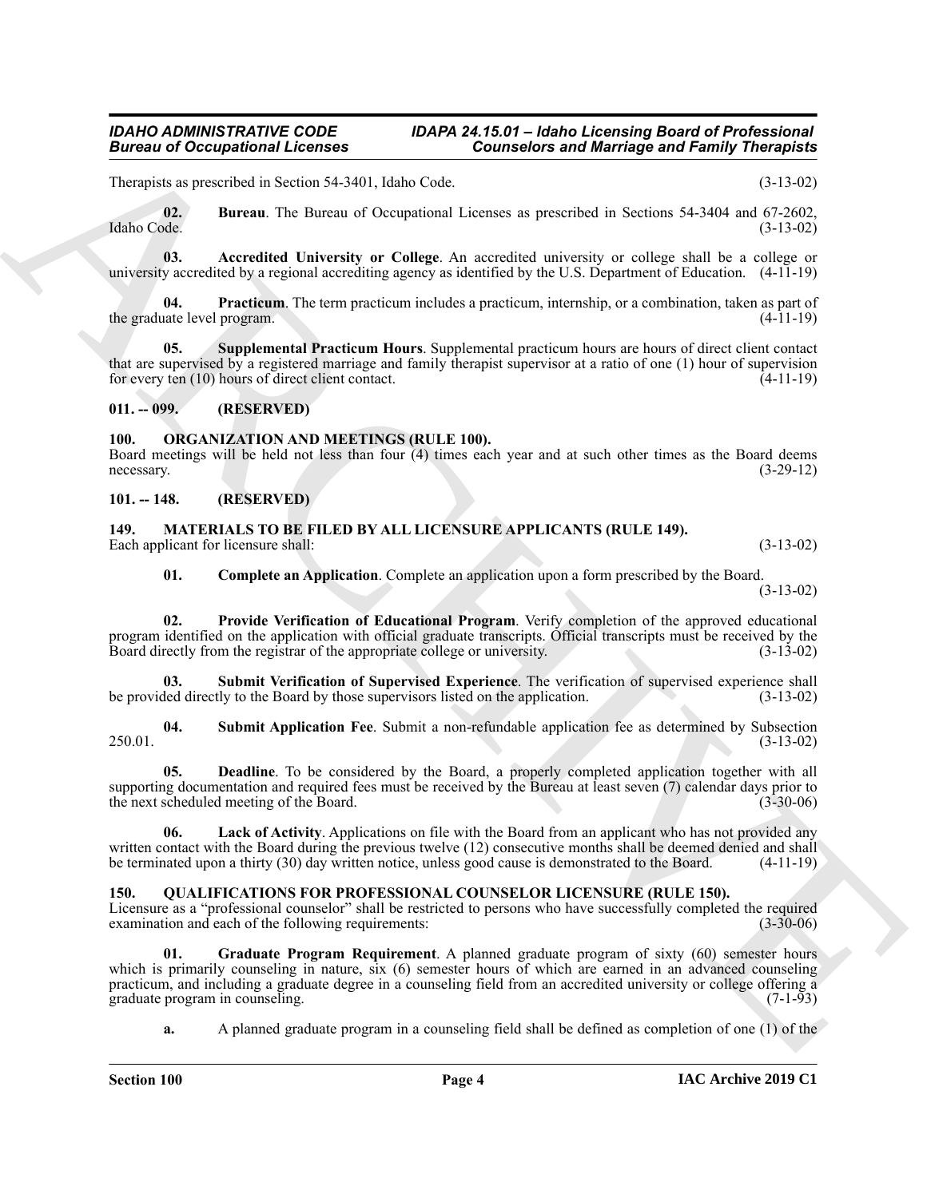Therapists as prescribed in Section 54-3401, Idaho Code. (3-13-02)

**02. Bureau**. The Bureau of Occupational Licenses as prescribed in Sections 54-3404 and 67-2602, Idaho Code. (3-13-02)

**03. Accredited University or College**. An accredited university or college shall be a college or university accredited by a regional accrediting agency as identified by the U.S. Department of Education. (4-11-19)

**04. Practicum**. The term practicum includes a practicum, internship, or a combination, taken as part of the graduate level program. (4-11-19)

**05. Supplemental Practicum Hours**. Supplemental practicum hours are hours of direct client contact that are supervised by a registered marriage and family therapist supervisor at a ratio of one (1) hour of supervision for every ten (10) hours of direct client contact. (4-11-19)

## 011. -- 099. (RESERVED)

## 100. ORGANIZATION AND MEETINGS (RULE 100).

Board meetings will be held not less than four (4) times each year and at such other times as the Board deems necessary. (3-29-12)

## 101. -- 148. (RESERVED)

## 149. MATERIALS TO BE FILED BY ALL LICENSURE APPLICANTS (RULE 149).

Each applicant for licensure shall: (3-13-02)

**01. Complete an Application**. Complete an application upon a form prescribed by the Board. (3-13-02)

**02. Provide Verification of Educational Program**. Verify completion of the approved educational program identified on the application with official graduate transcripts. Official transcripts must be received by the Board directly from the registrar of the appropriate college or university. (3-13-02)

**03. Submit Verification of Supervised Experience**. The verification of supervised experience shall be provided directly to the Board by those supervisors listed on the application. (3-13-02)

**04. Submit Application Fee**. Submit a non-refundable application fee as determined by Subsection 250.01. (3-13-02)

**05. Deadline**. To be considered by the Board, a properly completed application together with all supporting documentation and required fees must be received by the Bureau at least seven (7) calendar days prior to the next scheduled meeting of the Board. (3-30-06)

**06. Lack of Activity**. Applications on file with the Board from an applicant who has not provided any written contact with the Board during the previous twelve (12) consecutive months shall be deemed denied and shall be terminated upon a thirty (30) day written notice, unless good cause is demonstrated to the Board. (4-11-19)

## 150. QUALIFICATIONS FOR PROFESSIONAL COUNSELOR LICENSURE (RULE 150).

Licensure as a "professional counselor" shall be restricted to persons who have successfully completed the required examination and each of the following requirements: (3-30-06)

**01. Graduate Program Requirement**. A planned graduate program of sixty (60) semester hours which is primarily counseling in nature, six (6) semester hours of which are earned in an advanced counseling practicum, and including a graduate degree in a counseling field from an accredited university or college offering a graduate program in counseling. (7-1-93)

**a.** A planned graduate program in a counseling field shall be defined as completion of one (1) of the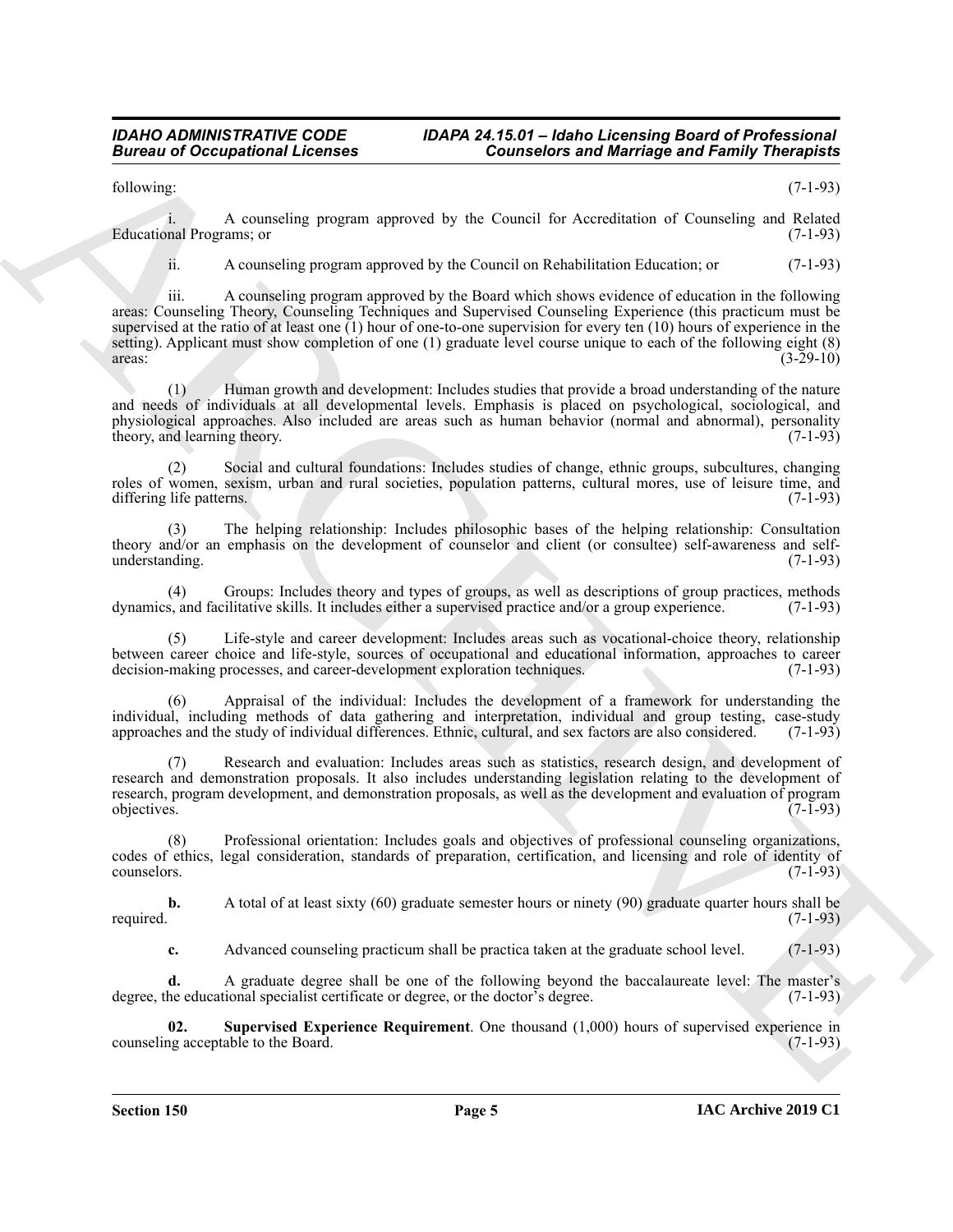following: (7-1-93)

i. A counseling program approved by the Council for Accreditation of Counseling and Related Educational Programs; or (7-1-93)

ii. A counseling program approved by the Council on Rehabilitation Education; or (7-1-93)

iii. A counseling program approved by the Board which shows evidence of education in the following areas: Counseling Theory, Counseling Techniques and Supervised Counseling Experience (this practicum must be supervised at the ratio of at least one (1) hour of one-to-one supervision for every ten (10) hours of experience in the setting). Applicant must show completion of one (1) graduate level course unique to each of the following eight (8) areas: (3-29-10)

(1) Human growth and development: Includes studies that provide a broad understanding of the nature and needs of individuals at all developmental levels. Emphasis is placed on psychological, sociological, and physiological approaches. Also included are areas such as human behavior (normal and abnormal), personality theory, and learning theory. (7-1-93)

(2) Social and cultural foundations: Includes studies of change, ethnic groups, subcultures, changing roles of women, sexism, urban and rural societies, population patterns, cultural mores, use of leisure time, and differing life patterns. (7-1-93)

(3) The helping relationship: Includes philosophic bases of the helping relationship: Consultation theory and/or an emphasis on the development of counselor and client (or consultee) self-awareness and self-understanding. (7-1-93)

(4) Groups: Includes theory and types of groups, as well as descriptions of group practices, methods dynamics, and facilitative skills. It includes either a supervised practice and/or a group experience. (7-1-93)

(5) Life-style and career development: Includes areas such as vocational-choice theory, relationship between career choice and life-style, sources of occupational and educational information, approaches to career decision-making processes, and career-development exploration techniques. (7-1-93)

(6) Appraisal of the individual: Includes the development of a framework for understanding the individual, including methods of data gathering and interpretation, individual and group testing, case-study approaches and the study of individual differences. Ethnic, cultural, and sex factors are also considered. (7-1-93)

(7) Research and evaluation: Includes areas such as statistics, research design, and development of research and demonstration proposals. It also includes understanding legislation relating to the development of research, program development, and demonstration proposals, as well as the development and evaluation of program objectives. (7-1-93)

(8) Professional orientation: Includes goals and objectives of professional counseling organizations, codes of ethics, legal consideration, standards of preparation, certification, and licensing and role of identity of counselors. (7-1-93)

**b.** A total of at least sixty (60) graduate semester hours or ninety (90) graduate quarter hours shall be required. (7-1-93)

**c.** Advanced counseling practicum shall be practica taken at the graduate school level. (7-1-93)

**d.** A graduate degree shall be one of the following beyond the baccalaureate level: The master's degree, the educational specialist certificate or degree, or the doctor's degree. (7-1-93)

**02. Supervised Experience Requirement**. One thousand (1,000) hours of supervised experience in counseling acceptable to the Board. (7-1-93)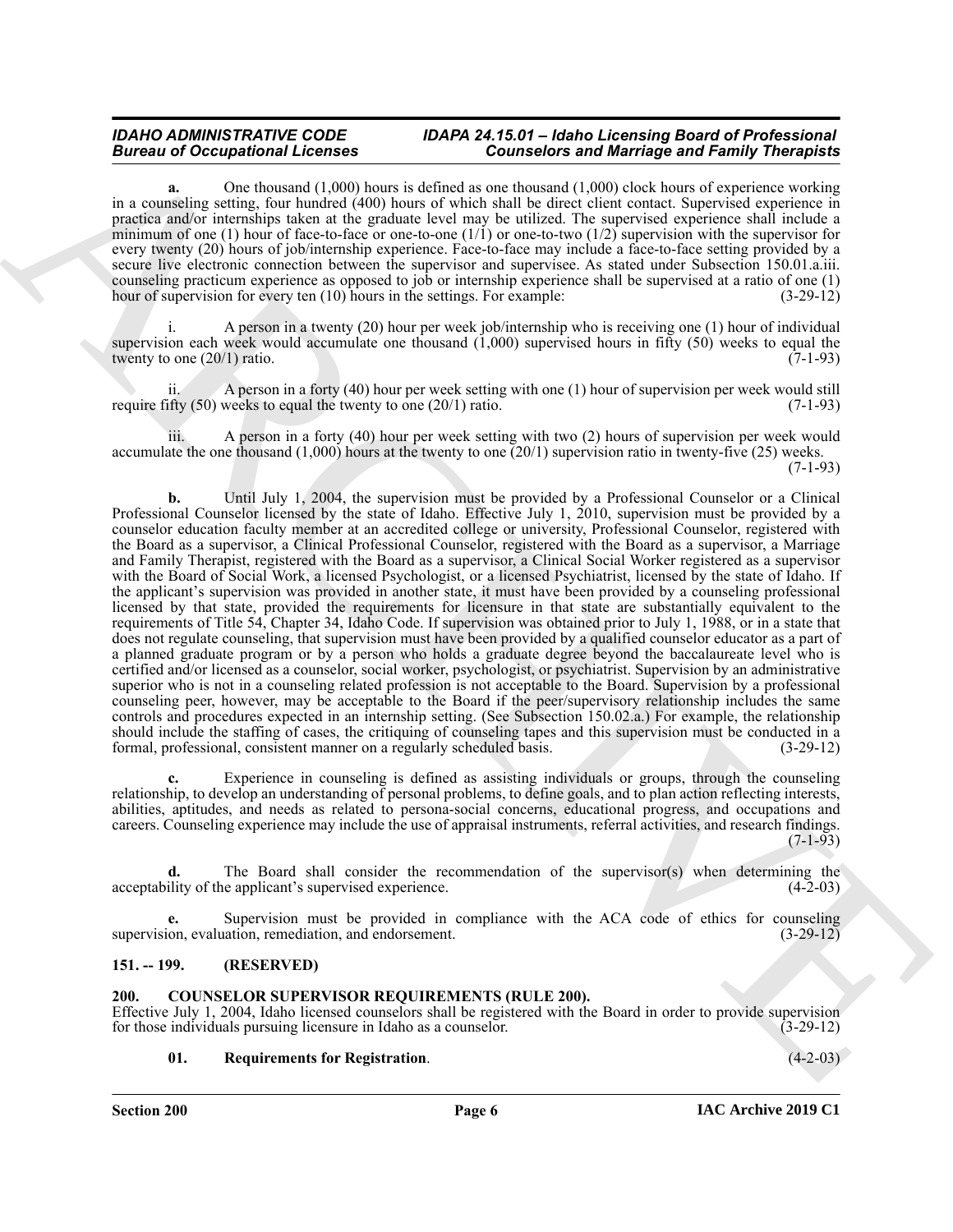**a.** One thousand (1,000) hours is defined as one thousand (1,000) clock hours of experience working in a counseling setting, four hundred (400) hours of which shall be direct client contact. Supervised experience in practica and/or internships taken at the graduate level may be utilized. The supervised experience shall include a minimum of one (1) hour of face-to-face or one-to-one (1/1) or one-to-two (1/2) supervision with the supervisor for every twenty (20) hours of job/internship experience. Face-to-face may include a face-to-face setting provided by a secure live electronic connection between the supervisor and supervisee. As stated under Subsection 150.01.a.iii. counseling practicum experience as opposed to job or internship experience shall be supervised at a ratio of one (1) hour of supervision for every ten (10) hours in the settings. For example: (3-29-12)

i. A person in a twenty (20) hour per week job/internship who is receiving one (1) hour of individual supervision each week would accumulate one thousand (1,000) supervised hours in fifty (50) weeks to equal the twenty to one (20/1) ratio. (7-1-93)

ii. A person in a forty (40) hour per week setting with one (1) hour of supervision per week would still require fifty (50) weeks to equal the twenty to one (20/1) ratio. (7-1-93)

iii. A person in a forty (40) hour per week setting with two (2) hours of supervision per week would accumulate the one thousand (1,000) hours at the twenty to one (20/1) supervision ratio in twenty-five (25) weeks. (7-1-93)

**b.** Until July 1, 2004, the supervision must be provided by a Professional Counselor or a Clinical Professional Counselor licensed by the state of Idaho. Effective July 1, 2010, supervision must be provided by a counselor education faculty member at an accredited college or university, Professional Counselor, registered with the Board as a supervisor, a Clinical Professional Counselor, registered with the Board as a supervisor, a Marriage and Family Therapist, registered with the Board as a supervisor, a Clinical Social Worker registered as a supervisor with the Board of Social Work, a licensed Psychologist, or a licensed Psychiatrist, licensed by the state of Idaho. If the applicant's supervision was provided in another state, it must have been provided by a counseling professional licensed by that state, provided the requirements for licensure in that state are substantially equivalent to the requirements of Title 54, Chapter 34, Idaho Code. If supervision was obtained prior to July 1, 1988, or in a state that does not regulate counseling, that supervision must have been provided by a qualified counselor educator as a part of a planned graduate program or by a person who holds a graduate degree beyond the baccalaureate level who is certified and/or licensed as a counselor, social worker, psychologist, or psychiatrist. Supervision by an administrative superior who is not in a counseling related profession is not acceptable to the Board. Supervision by a professional counseling peer, however, may be acceptable to the Board if the peer/supervisory relationship includes the same controls and procedures expected in an internship setting. (See Subsection 150.02.a.) For example, the relationship should include the staffing of cases, the critiquing of counseling tapes and this supervision must be conducted in a formal, professional, consistent manner on a regularly scheduled basis. (3-29-12)

**c.** Experience in counseling is defined as assisting individuals or groups, through the counseling relationship, to develop an understanding of personal problems, to define goals, and to plan action reflecting interests, abilities, aptitudes, and needs as related to persona-social concerns, educational progress, and occupations and careers. Counseling experience may include the use of appraisal instruments, referral activities, and research findings. (7-1-93)

**d.** The Board shall consider the recommendation of the supervisor(s) when determining the acceptability of the applicant's supervised experience. (4-2-03)

**e.** Supervision must be provided in compliance with the ACA code of ethics for counseling supervision, evaluation, remediation, and endorsement. (3-29-12)

### 151. -- 199. (RESERVED)

### 200. COUNSELOR SUPERVISOR REQUIREMENTS (RULE 200).

Effective July 1, 2004, Idaho licensed counselors shall be registered with the Board in order to provide supervision for those individuals pursuing licensure in Idaho as a counselor. (3-29-12)

**01. Requirements for Registration**. (4-2-03)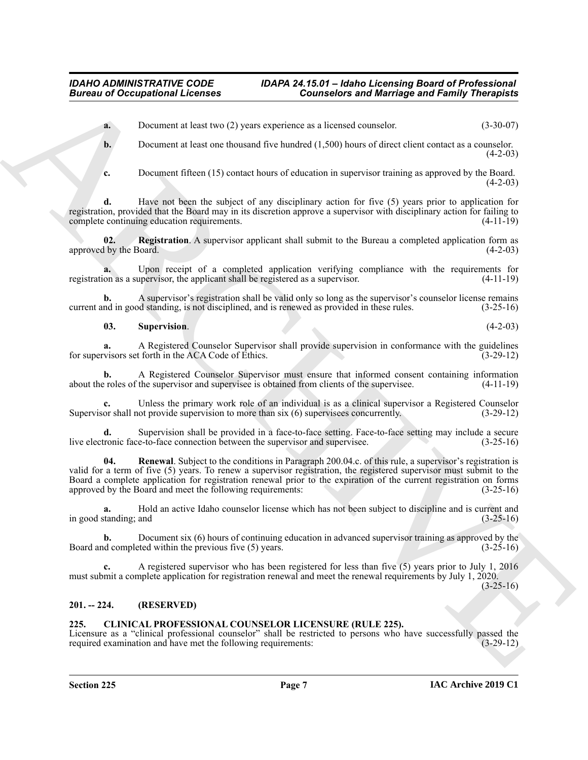**a.** Document at least two (2) years experience as a licensed counselor. (3-30-07)

**b.** Document at least one thousand five hundred (1,500) hours of direct client contact as a counselor. (4-2-03)

**c.** Document fifteen (15) contact hours of education in supervisor training as approved by the Board. (4-2-03)

**d.** Have not been the subject of any disciplinary action for five (5) years prior to application for registration, provided that the Board may in its discretion approve a supervisor with disciplinary action for failing to complete continuing education requirements. (4-11-19)

**02. Registration**. A supervisor applicant shall submit to the Bureau a completed application form as approved by the Board. (4-2-03)

**a.** Upon receipt of a completed application verifying compliance with the requirements for registration as a supervisor, the applicant shall be registered as a supervisor. (4-11-19)

**b.** A supervisor's registration shall be valid only so long as the supervisor's counselor license remains current and in good standing, is not disciplined, and is renewed as provided in these rules. (3-25-16)

**03. Supervision**. (4-2-03)

**a.** A Registered Counselor Supervisor shall provide supervision in conformance with the guidelines for supervisors set forth in the ACA Code of Ethics. (3-29-12)

**b.** A Registered Counselor Supervisor must ensure that informed consent containing information about the roles of the supervisor and supervisee is obtained from clients of the supervisee. (4-11-19)

**c.** Unless the primary work role of an individual is as a clinical supervisor a Registered Counselor Supervisor shall not provide supervision to more than six (6) supervisees concurrently. (3-29-12)

**d.** Supervision shall be provided in a face-to-face setting. Face-to-face setting may include a secure live electronic face-to-face connection between the supervisor and supervisee. (3-25-16)

**04. Renewal**. Subject to the conditions in Paragraph 200.04.c. of this rule, a supervisor's registration is valid for a term of five (5) years. To renew a supervisor registration, the registered supervisor must submit to the Board a complete application for registration renewal prior to the expiration of the current registration on forms approved by the Board and meet the following requirements: (3-25-16)

**a.** Hold an active Idaho counselor license which has not been subject to discipline and is current and in good standing; and (3-25-16)

**b.** Document six (6) hours of continuing education in advanced supervisor training as approved by the Board and completed within the previous five (5) years. (3-25-16)

**c.** A registered supervisor who has been registered for less than five (5) years prior to July 1, 2016 must submit a complete application for registration renewal and meet the renewal requirements by July 1, 2020. (3-25-16)

## 201. -- 224. (RESERVED)

## 225. CLINICAL PROFESSIONAL COUNSELOR LICENSURE (RULE 225).

Licensure as a "clinical professional counselor" shall be restricted to persons who have successfully passed the required examination and have met the following requirements: (3-29-12)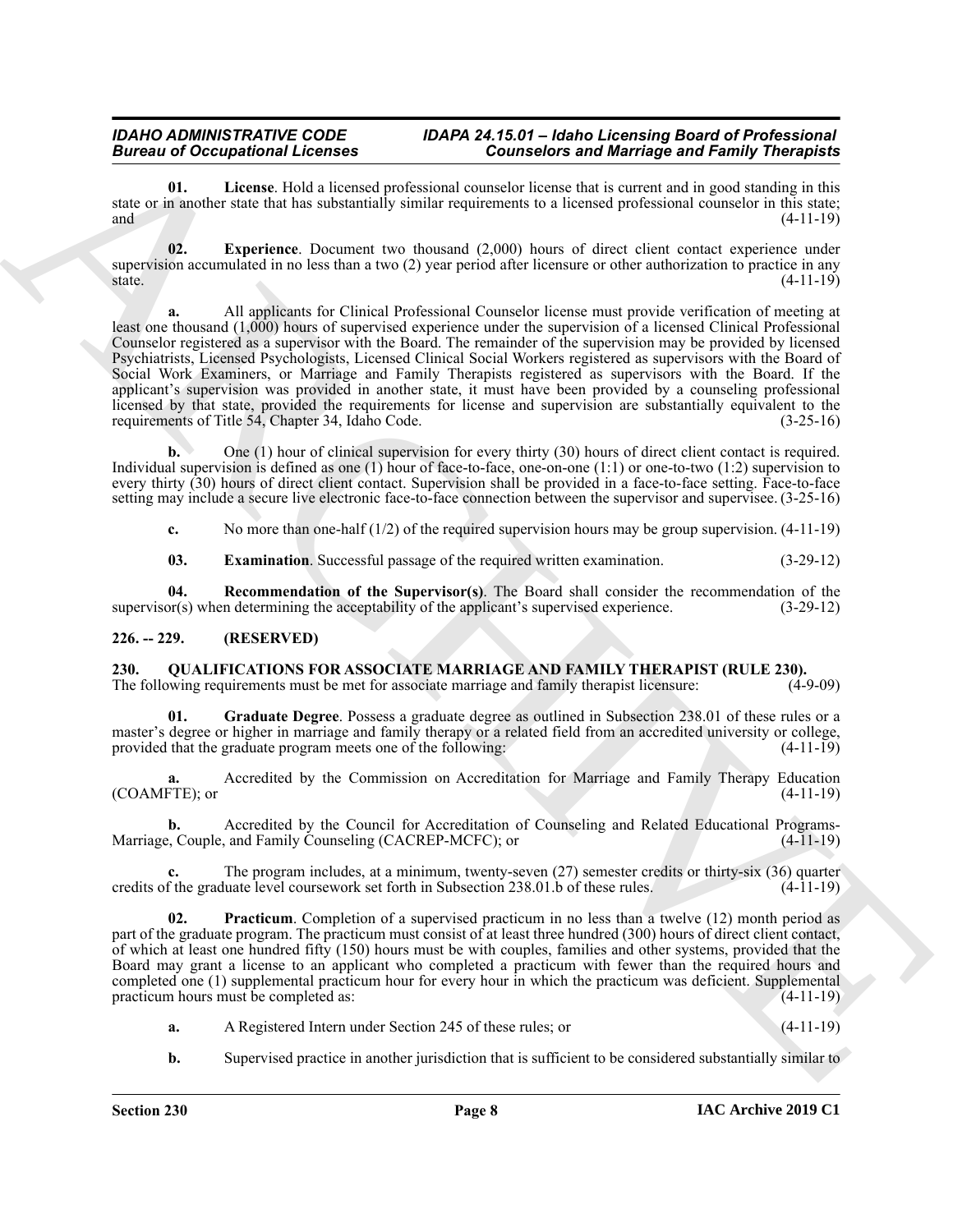**01. License**. Hold a licensed professional counselor license that is current and in good standing in this state or in another state that has substantially similar requirements to a licensed professional counselor in this state; and (4-11-19)

**02. Experience**. Document two thousand (2,000) hours of direct client contact experience under supervision accumulated in no less than a two (2) year period after licensure or other authorization to practice in any state. (4-11-19)

**a.** All applicants for Clinical Professional Counselor license must provide verification of meeting at least one thousand (1,000) hours of supervised experience under the supervision of a licensed Clinical Professional Counselor registered as a supervisor with the Board. The remainder of the supervision may be provided by licensed Psychiatrists, Licensed Psychologists, Licensed Clinical Social Workers registered as supervisors with the Board of Social Work Examiners, or Marriage and Family Therapists registered as supervisors with the Board. If the applicant's supervision was provided in another state, it must have been provided by a counseling professional licensed by that state, provided the requirements for license and supervision are substantially equivalent to the requirements of Title 54, Chapter 34, Idaho Code. (3-25-16)

**b.** One (1) hour of clinical supervision for every thirty (30) hours of direct client contact is required. Individual supervision is defined as one (1) hour of face-to-face, one-on-one (1:1) or one-to-two (1:2) supervision to every thirty (30) hours of direct client contact. Supervision shall be provided in a face-to-face setting. Face-to-face setting may include a secure live electronic face-to-face connection between the supervisor and supervisee. (3-25-16)

**c.** No more than one-half (1/2) of the required supervision hours may be group supervision. (4-11-19)

**03. Examination**. Successful passage of the required written examination. (3-29-12)

**04. Recommendation of the Supervisor(s)**. The Board shall consider the recommendation of the supervisor(s) when determining the acceptability of the applicant's supervised experience. (3-29-12)

## 226. -- 229. (RESERVED)

## 230. QUALIFICATIONS FOR ASSOCIATE MARRIAGE AND FAMILY THERAPIST (RULE 230).

The following requirements must be met for associate marriage and family therapist licensure: (4-9-09)

**01. Graduate Degree**. Possess a graduate degree as outlined in Subsection 238.01 of these rules or a master's degree or higher in marriage and family therapy or a related field from an accredited university or college, provided that the graduate program meets one of the following: (4-11-19)

**a.** Accredited by the Commission on Accreditation for Marriage and Family Therapy Education (COAMFTE); or (4-11-19)

**b.** Accredited by the Council for Accreditation of Counseling and Related Educational Programs-Marriage, Couple, and Family Counseling (CACREP-MCFC); or (4-11-19)

**c.** The program includes, at a minimum, twenty-seven (27) semester credits or thirty-six (36) quarter credits of the graduate level coursework set forth in Subsection 238.01.b of these rules. (4-11-19)

**02. Practicum**. Completion of a supervised practicum in no less than a twelve (12) month period as part of the graduate program. The practicum must consist of at least three hundred (300) hours of direct client contact, of which at least one hundred fifty (150) hours must be with couples, families and other systems, provided that the Board may grant a license to an applicant who completed a practicum with fewer than the required hours and completed one (1) supplemental practicum hour for every hour in which the practicum was deficient. Supplemental practicum hours must be completed as: (4-11-19)

**a.** A Registered Intern under Section 245 of these rules; or (4-11-19)

**b.** Supervised practice in another jurisdiction that is sufficient to be considered substantially similar to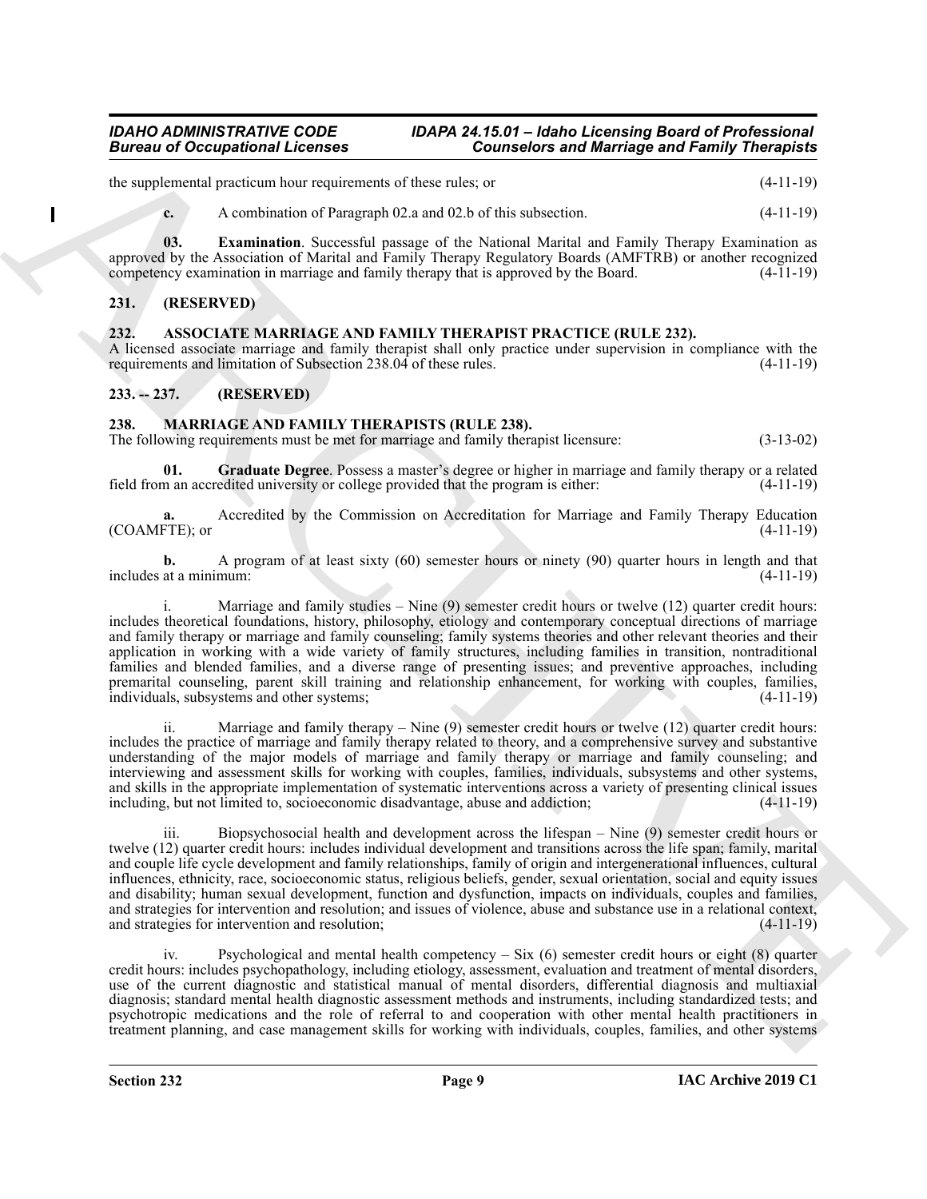the supplemental practicum hour requirements of these rules; or (4-11-19)

**c.** A combination of Paragraph 02.a and 02.b of this subsection. (4-11-19)

**03. Examination**. Successful passage of the National Marital and Family Therapy Examination as approved by the Association of Marital and Family Therapy Regulatory Boards (AMFTRB) or another recognized competency examination in marriage and family therapy that is approved by the Board. (4-11-19)

## 231. (RESERVED)

## 232. ASSOCIATE MARRIAGE AND FAMILY THERAPIST PRACTICE (RULE 232).

A licensed associate marriage and family therapist shall only practice under supervision in compliance with the requirements and limitation of Subsection 238.04 of these rules. (4-11-19)

## 233. -- 237. (RESERVED)

## 238. MARRIAGE AND FAMILY THERAPISTS (RULE 238).

The following requirements must be met for marriage and family therapist licensure: (3-13-02)

**01. Graduate Degree**. Possess a master's degree or higher in marriage and family therapy or a related field from an accredited university or college provided that the program is either: (4-11-19)

**a.** Accredited by the Commission on Accreditation for Marriage and Family Therapy Education (COAMFTE); or (4-11-19)

**b.** A program of at least sixty (60) semester hours or ninety (90) quarter hours in length and that includes at a minimum: (4-11-19)

i. Marriage and family studies – Nine (9) semester credit hours or twelve (12) quarter credit hours: includes theoretical foundations, history, philosophy, etiology and contemporary conceptual directions of marriage and family therapy or marriage and family counseling; family systems theories and other relevant theories and their application in working with a wide variety of family structures, including families in transition, nontraditional families and blended families, and a diverse range of presenting issues; and preventive approaches, including premarital counseling, parent skill training and relationship enhancement, for working with couples, families, individuals, subsystems and other systems; (4-11-19)

ii. Marriage and family therapy – Nine (9) semester credit hours or twelve (12) quarter credit hours: includes the practice of marriage and family therapy related to theory, and a comprehensive survey and substantive understanding of the major models of marriage and family therapy or marriage and family counseling; and interviewing and assessment skills for working with couples, families, individuals, subsystems and other systems, and skills in the appropriate implementation of systematic interventions across a variety of presenting clinical issues including, but not limited to, socioeconomic disadvantage, abuse and addiction; (4-11-19)

iii. Biopsychosocial health and development across the lifespan – Nine (9) semester credit hours or twelve (12) quarter credit hours: includes individual development and transitions across the life span; family, marital and couple life cycle development and family relationships, family of origin and intergenerational influences, cultural influences, ethnicity, race, socioeconomic status, religious beliefs, gender, sexual orientation, social and equity issues and disability; human sexual development, function and dysfunction, impacts on individuals, couples and families, and strategies for intervention and resolution; and issues of violence, abuse and substance use in a relational context, and strategies for intervention and resolution; (4-11-19)

iv. Psychological and mental health competency – Six (6) semester credit hours or eight (8) quarter credit hours: includes psychopathology, including etiology, assessment, evaluation and treatment of mental disorders, use of the current diagnostic and statistical manual of mental disorders, differential diagnosis and multiaxial diagnosis; standard mental health diagnostic assessment methods and instruments, including standardized tests; and psychotropic medications and the role of referral to and cooperation with other mental health practitioners in treatment planning, and case management skills for working with individuals, couples, families, and other systems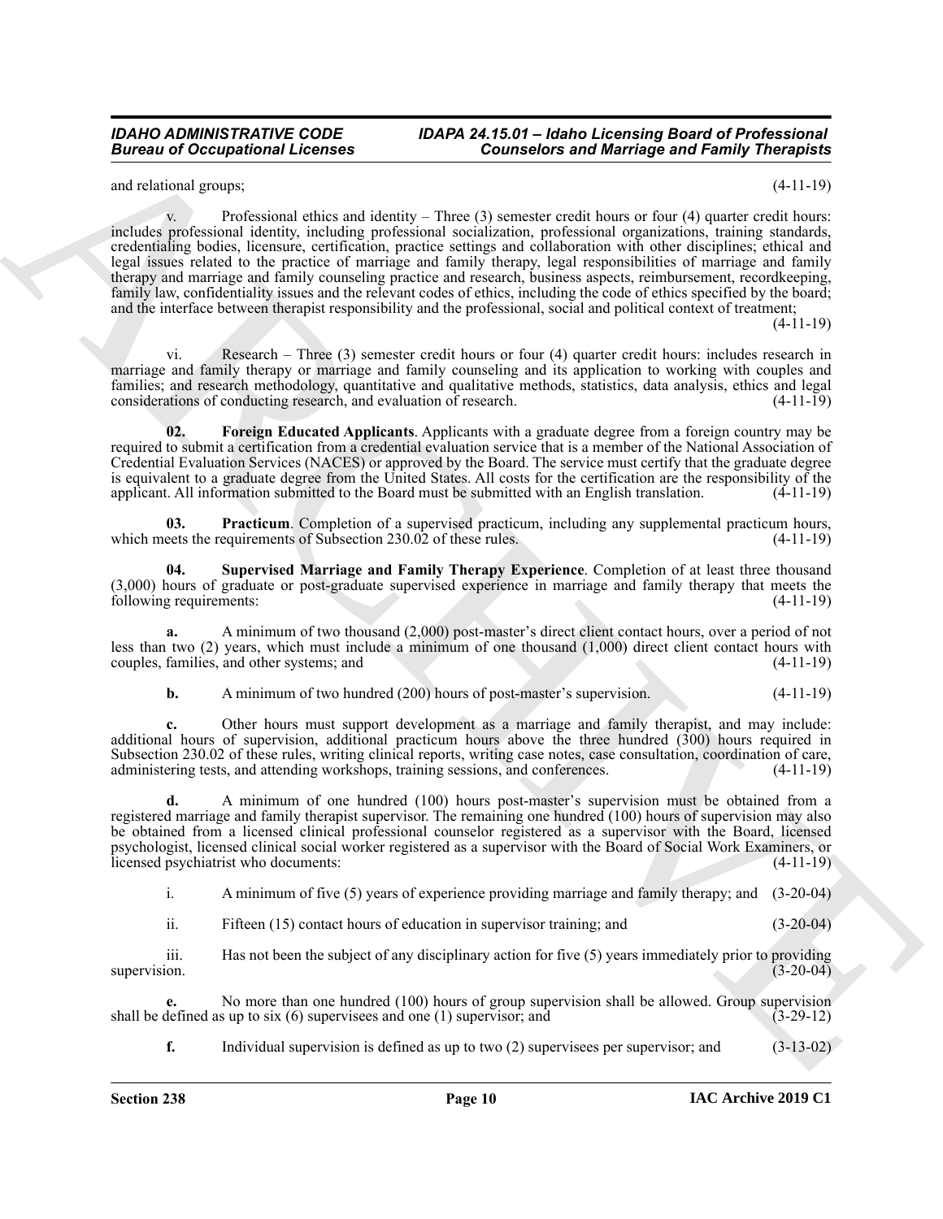and relational groups; (4-11-19)

v. Professional ethics and identity – Three (3) semester credit hours or four (4) quarter credit hours: includes professional identity, including professional socialization, professional organizations, training standards, credentialing bodies, licensure, certification, practice settings and collaboration with other disciplines; ethical and legal issues related to the practice of marriage and family therapy, legal responsibilities of marriage and family therapy and marriage and family counseling practice and research, business aspects, reimbursement, recordkeeping, family law, confidentiality issues and the relevant codes of ethics, including the code of ethics specified by the board; and the interface between therapist responsibility and the professional, social and political context of treatment; (4-11-19)

vi. Research – Three (3) semester credit hours or four (4) quarter credit hours: includes research in marriage and family therapy or marriage and family counseling and its application to working with couples and families; and research methodology, quantitative and qualitative methods, statistics, data analysis, ethics and legal considerations of conducting research, and evaluation of research. (4-11-19)

**02. Foreign Educated Applicants**. Applicants with a graduate degree from a foreign country may be required to submit a certification from a credential evaluation service that is a member of the National Association of Credential Evaluation Services (NACES) or approved by the Board. The service must certify that the graduate degree is equivalent to a graduate degree from the United States. All costs for the certification are the responsibility of the applicant. All information submitted to the Board must be submitted with an English translation. (4-11-19)

**03. Practicum**. Completion of a supervised practicum, including any supplemental practicum hours, which meets the requirements of Subsection 230.02 of these rules. (4-11-19)

**04. Supervised Marriage and Family Therapy Experience**. Completion of at least three thousand (3,000) hours of graduate or post-graduate supervised experience in marriage and family therapy that meets the following requirements: (4-11-19)

**a.** A minimum of two thousand (2,000) post-master's direct client contact hours, over a period of not less than two (2) years, which must include a minimum of one thousand (1,000) direct client contact hours with couples, families, and other systems; and (4-11-19)

**b.** A minimum of two hundred (200) hours of post-master's supervision. (4-11-19)

**c.** Other hours must support development as a marriage and family therapist, and may include: additional hours of supervision, additional practicum hours above the three hundred (300) hours required in Subsection 230.02 of these rules, writing clinical reports, writing case notes, case consultation, coordination of care, administering tests, and attending workshops, training sessions, and conferences. (4-11-19)

**d.** A minimum of one hundred (100) hours post-master's supervision must be obtained from a registered marriage and family therapist supervisor. The remaining one hundred (100) hours of supervision may also be obtained from a licensed clinical professional counselor registered as a supervisor with the Board, licensed psychologist, licensed clinical social worker registered as a supervisor with the Board of Social Work Examiners, or licensed psychiatrist who documents: (4-11-19)

i. A minimum of five (5) years of experience providing marriage and family therapy; and (3-20-04)

ii. Fifteen (15) contact hours of education in supervisor training; and (3-20-04)

iii. Has not been the subject of any disciplinary action for five (5) years immediately prior to providing supervision. (3-20-04)

**e.** No more than one hundred (100) hours of group supervision shall be allowed. Group supervision shall be defined as up to six (6) supervisees and one (1) supervisor; and (3-29-12)

**f.** Individual supervision is defined as up to two (2) supervisees per supervisor; and (3-13-02)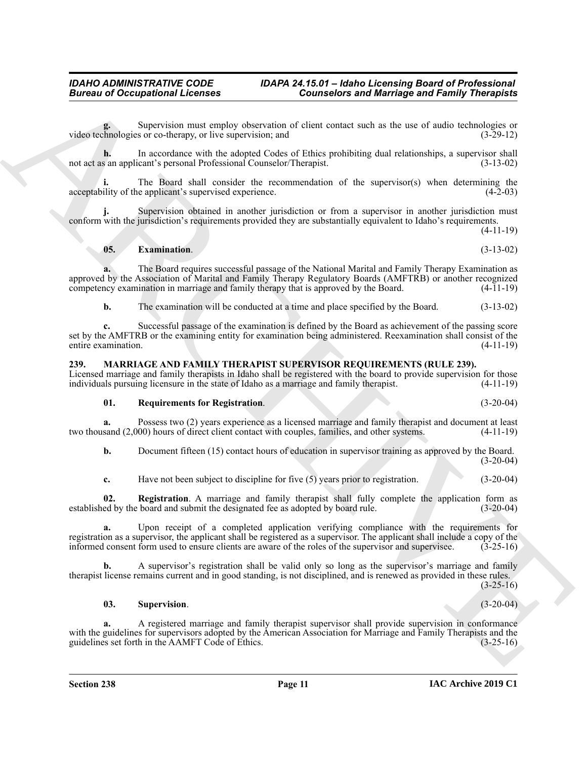**g.** Supervision must employ observation of client contact such as the use of audio technologies or video technologies or co-therapy, or live supervision; and (3-29-12)

**h.** In accordance with the adopted Codes of Ethics prohibiting dual relationships, a supervisor shall not act as an applicant's personal Professional Counselor/Therapist. (3-13-02)

**i.** The Board shall consider the recommendation of the supervisor(s) when determining the acceptability of the applicant's supervised experience. (4-2-03)

**j.** Supervision obtained in another jurisdiction or from a supervisor in another jurisdiction must conform with the jurisdiction's requirements provided they are substantially equivalent to Idaho's requirements. (4-11-19)

**05. Examination**. (3-13-02)

**a.** The Board requires successful passage of the National Marital and Family Therapy Examination as approved by the Association of Marital and Family Therapy Regulatory Boards (AMFTRB) or another recognized competency examination in marriage and family therapy that is approved by the Board. (4-11-19)

**b.** The examination will be conducted at a time and place specified by the Board. (3-13-02)

**c.** Successful passage of the examination is defined by the Board as achievement of the passing score set by the AMFTRB or the examining entity for examination being administered. Reexamination shall consist of the entire examination. (4-11-19)

**239. MARRIAGE AND FAMILY THERAPIST SUPERVISOR REQUIREMENTS (RULE 239).**

Licensed marriage and family therapists in Idaho shall be registered with the board to provide supervision for those individuals pursuing licensure in the state of Idaho as a marriage and family therapist. (4-11-19)

**01. Requirements for Registration**. (3-20-04)

**a.** Possess two (2) years experience as a licensed marriage and family therapist and document at least two thousand (2,000) hours of direct client contact with couples, families, and other systems. (4-11-19)

**b.** Document fifteen (15) contact hours of education in supervisor training as approved by the Board. (3-20-04)

**c.** Have not been subject to discipline for five (5) years prior to registration. (3-20-04)

**02. Registration**. A marriage and family therapist shall fully complete the application form as established by the board and submit the designated fee as adopted by board rule. (3-20-04)

**a.** Upon receipt of a completed application verifying compliance with the requirements for registration as a supervisor, the applicant shall be registered as a supervisor. The applicant shall include a copy of the informed consent form used to ensure clients are aware of the roles of the supervisor and supervisee. (3-25-16)

**b.** A supervisor's registration shall be valid only so long as the supervisor's marriage and family therapist license remains current and in good standing, is not disciplined, and is renewed as provided in these rules. (3-25-16)

**03. Supervision**. (3-20-04)

**a.** A registered marriage and family therapist supervisor shall provide supervision in conformance with the guidelines for supervisors adopted by the American Association for Marriage and Family Therapists and the guidelines set forth in the AAMFT Code of Ethics. (3-25-16)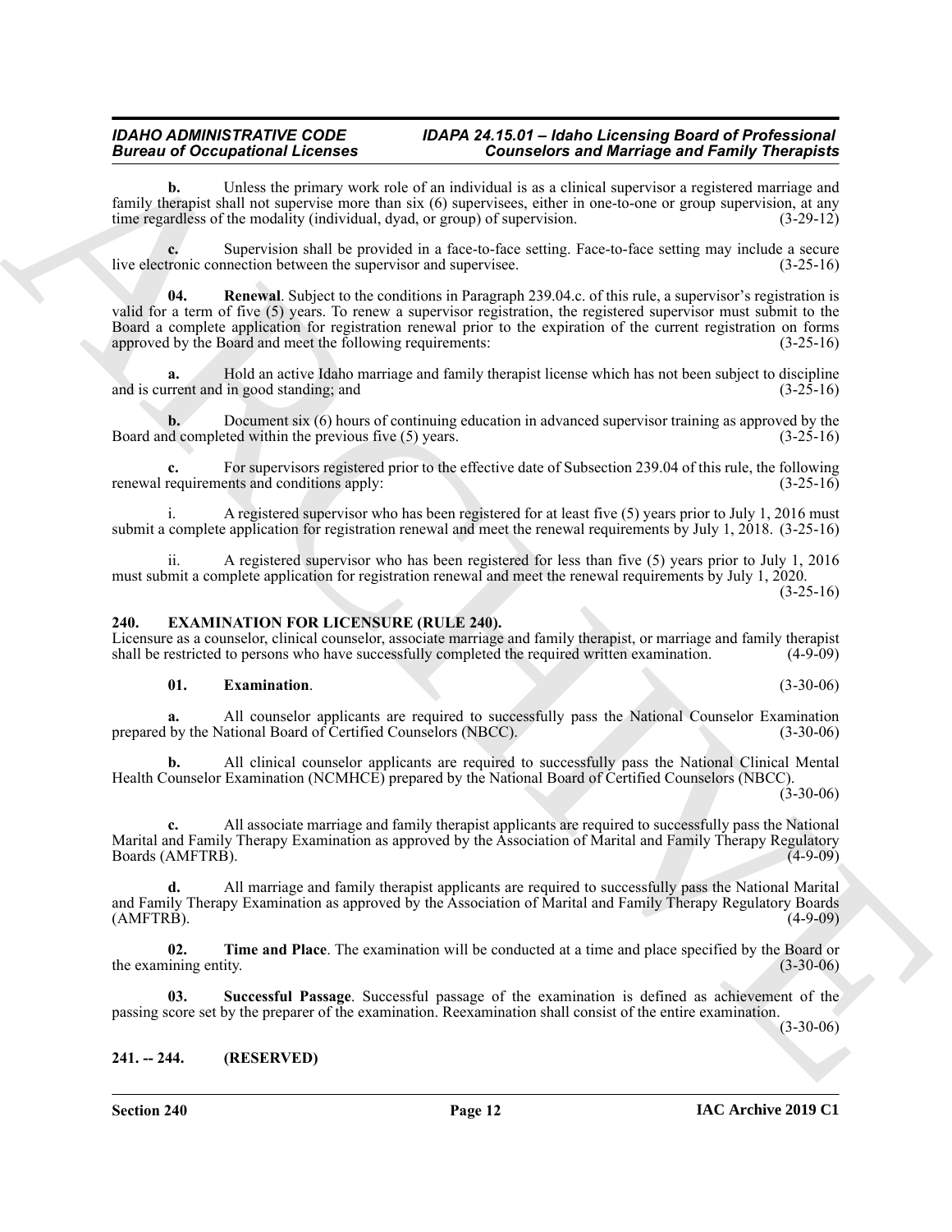**b.** Unless the primary work role of an individual is as a clinical supervisor a registered marriage and family therapist shall not supervise more than six (6) supervisees, either in one-to-one or group supervision, at any time regardless of the modality (individual, dyad, or group) of supervision. (3-29-12)

**c.** Supervision shall be provided in a face-to-face setting. Face-to-face setting may include a secure live electronic connection between the supervisor and supervisee. (3-25-16)

**04. Renewal**. Subject to the conditions in Paragraph 239.04.c. of this rule, a supervisor's registration is valid for a term of five (5) years. To renew a supervisor registration, the registered supervisor must submit to the Board a complete application for registration renewal prior to the expiration of the current registration on forms approved by the Board and meet the following requirements: (3-25-16)

**a.** Hold an active Idaho marriage and family therapist license which has not been subject to discipline and is current and in good standing; and (3-25-16)

**b.** Document six (6) hours of continuing education in advanced supervisor training as approved by the Board and completed within the previous five (5) years. (3-25-16)

**c.** For supervisors registered prior to the effective date of Subsection 239.04 of this rule, the following renewal requirements and conditions apply: (3-25-16)

i. A registered supervisor who has been registered for at least five (5) years prior to July 1, 2016 must submit a complete application for registration renewal and meet the renewal requirements by July 1, 2018. (3-25-16)

ii. A registered supervisor who has been registered for less than five (5) years prior to July 1, 2016 must submit a complete application for registration renewal and meet the renewal requirements by July 1, 2020. (3-25-16)

## 240. EXAMINATION FOR LICENSURE (RULE 240).

Licensure as a counselor, clinical counselor, associate marriage and family therapist, or marriage and family therapist shall be restricted to persons who have successfully completed the required written examination. (4-9-09)

**01. Examination**. (3-30-06)

**a.** All counselor applicants are required to successfully pass the National Counselor Examination prepared by the National Board of Certified Counselors (NBCC). (3-30-06)

**b.** All clinical counselor applicants are required to successfully pass the National Clinical Mental Health Counselor Examination (NCMHCE) prepared by the National Board of Certified Counselors (NBCC). (3-30-06)

**c.** All associate marriage and family therapist applicants are required to successfully pass the National Marital and Family Therapy Examination as approved by the Association of Marital and Family Therapy Regulatory Boards (AMFTRB). (4-9-09)

**d.** All marriage and family therapist applicants are required to successfully pass the National Marital and Family Therapy Examination as approved by the Association of Marital and Family Therapy Regulatory Boards (AMFTRB). (4-9-09)

**02. Time and Place**. The examination will be conducted at a time and place specified by the Board or the examining entity. (3-30-06)

**03. Successful Passage**. Successful passage of the examination is defined as achievement of the passing score set by the preparer of the examination. Reexamination shall consist of the entire examination. (3-30-06)

## 241. -- 244. (RESERVED)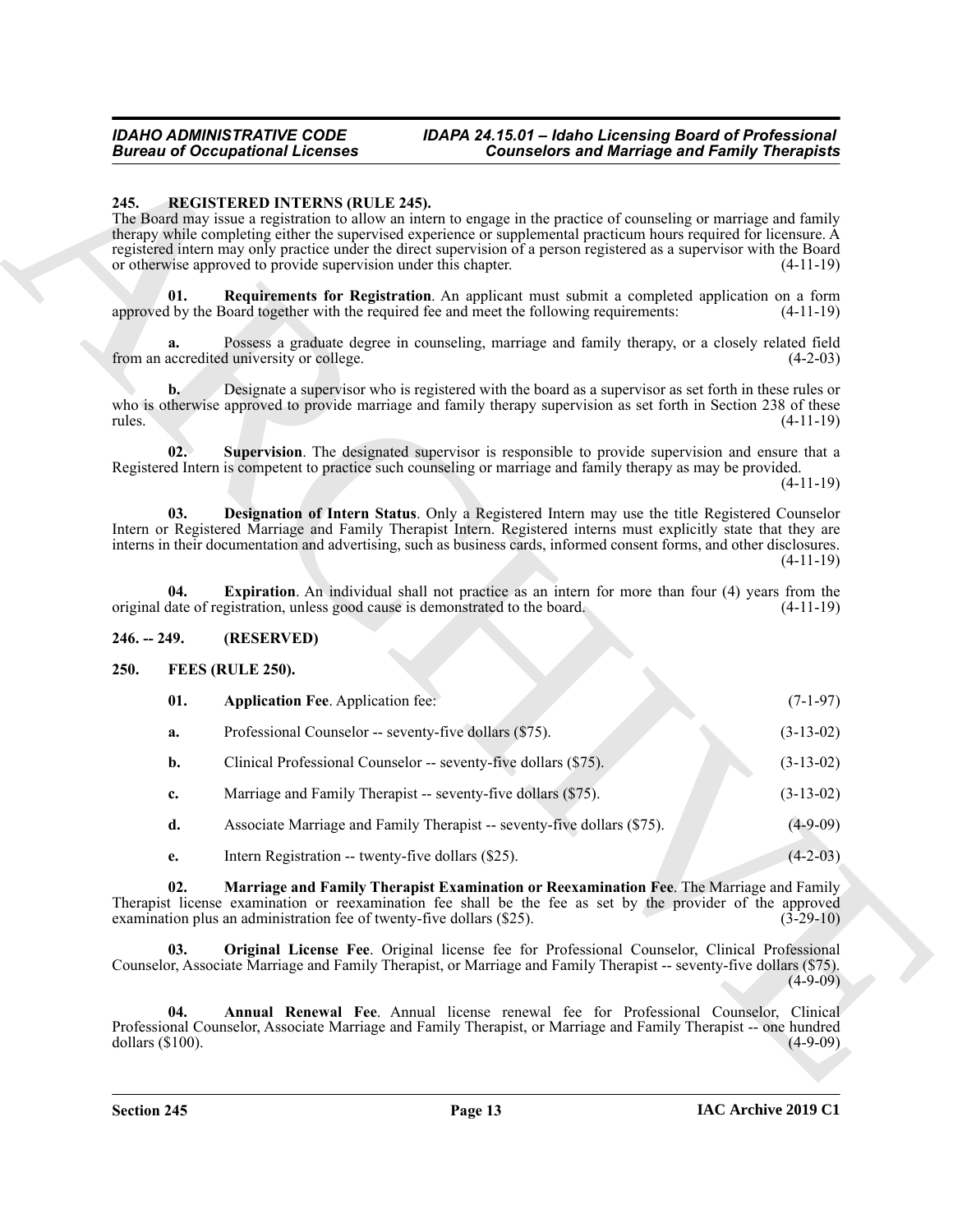## 245. REGISTERED INTERNS (RULE 245).

The Board may issue a registration to allow an intern to engage in the practice of counseling or marriage and family therapy while completing either the supervised experience or supplemental practicum hours required for licensure. A registered intern may only practice under the direct supervision of a person registered as a supervisor with the Board or otherwise approved to provide supervision under this chapter. (4-11-19)

**01. Requirements for Registration**. An applicant must submit a completed application on a form approved by the Board together with the required fee and meet the following requirements: (4-11-19)

**a.** Possess a graduate degree in counseling, marriage and family therapy, or a closely related field from an accredited university or college. (4-2-03)

**b.** Designate a supervisor who is registered with the board as a supervisor as set forth in these rules or who is otherwise approved to provide marriage and family therapy supervision as set forth in Section 238 of these rules. (4-11-19)

**02. Supervision**. The designated supervisor is responsible to provide supervision and ensure that a Registered Intern is competent to practice such counseling or marriage and family therapy as may be provided. (4-11-19)

**03. Designation of Intern Status**. Only a Registered Intern may use the title Registered Counselor Intern or Registered Marriage and Family Therapist Intern. Registered interns must explicitly state that they are interns in their documentation and advertising, such as business cards, informed consent forms, and other disclosures. (4-11-19)

**04. Expiration**. An individual shall not practice as an intern for more than four (4) years from the original date of registration, unless good cause is demonstrated to the board. (4-11-19)

## 246. -- 249. (RESERVED)

## 250. FEES (RULE 250).

**01. Application Fee**. Application fee: (7-1-97)

**a.** Professional Counselor -- seventy-five dollars ($75). (3-13-02)

**b.** Clinical Professional Counselor -- seventy-five dollars ($75). (3-13-02)

**c.** Marriage and Family Therapist -- seventy-five dollars ($75). (3-13-02)

**d.** Associate Marriage and Family Therapist -- seventy-five dollars ($75). (4-9-09)

**e.** Intern Registration -- twenty-five dollars ($25). (4-2-03)

**02. Marriage and Family Therapist Examination or Reexamination Fee**. The Marriage and Family Therapist license examination or reexamination fee shall be the fee as set by the provider of the approved examination plus an administration fee of twenty-five dollars ($25). (3-29-10)

**03. Original License Fee**. Original license fee for Professional Counselor, Clinical Professional Counselor, Associate Marriage and Family Therapist, or Marriage and Family Therapist -- seventy-five dollars ($75). (4-9-09)

**04. Annual Renewal Fee**. Annual license renewal fee for Professional Counselor, Clinical Professional Counselor, Associate Marriage and Family Therapist, or Marriage and Family Therapist -- one hundred dollars ($100). (4-9-09)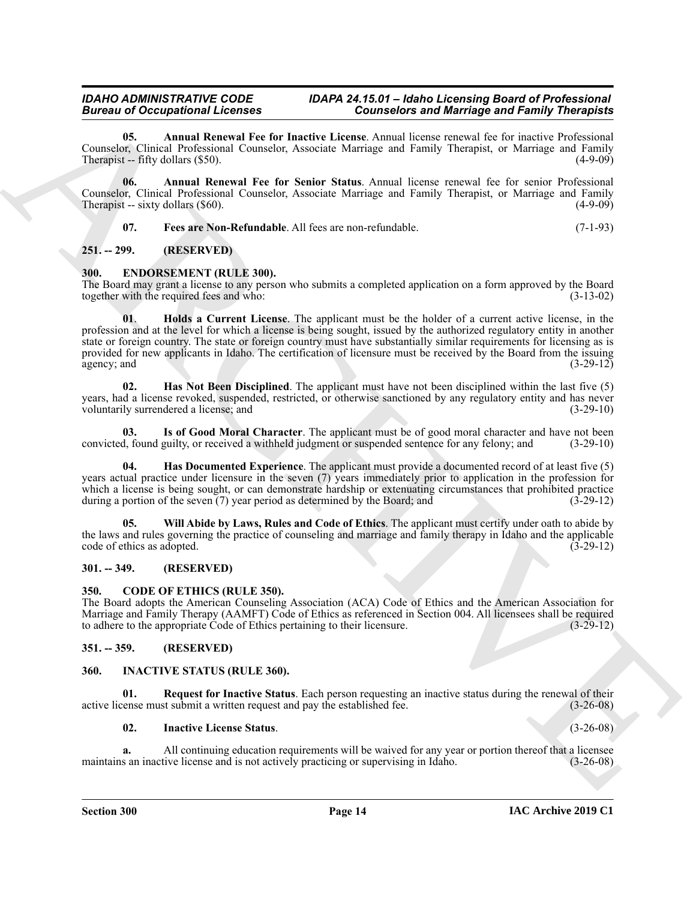**05. Annual Renewal Fee for Inactive License**. Annual license renewal fee for inactive Professional Counselor, Clinical Professional Counselor, Associate Marriage and Family Therapist, or Marriage and Family Therapist -- fifty dollars ($50). (4-9-09)

**06. Annual Renewal Fee for Senior Status**. Annual license renewal fee for senior Professional Counselor, Clinical Professional Counselor, Associate Marriage and Family Therapist, or Marriage and Family Therapist -- sixty dollars ($60). (4-9-09)

**07. Fees are Non-Refundable**. All fees are non-refundable. (7-1-93)

## 251. -- 299. (RESERVED)

## 300. ENDORSEMENT (RULE 300).

The Board may grant a license to any person who submits a completed application on a form approved by the Board together with the required fees and who: (3-13-02)

**01. Holds a Current License**. The applicant must be the holder of a current active license, in the profession and at the level for which a license is being sought, issued by the authorized regulatory entity in another state or foreign country. The state or foreign country must have substantially similar requirements for licensing as is provided for new applicants in Idaho. The certification of licensure must be received by the Board from the issuing agency; and (3-29-12)

**02. Has Not Been Disciplined**. The applicant must have not been disciplined within the last five (5) years, had a license revoked, suspended, restricted, or otherwise sanctioned by any regulatory entity and has never voluntarily surrendered a license; and (3-29-10)

**03. Is of Good Moral Character**. The applicant must be of good moral character and have not been convicted, found guilty, or received a withheld judgment or suspended sentence for any felony; and (3-29-10)

**04. Has Documented Experience**. The applicant must provide a documented record of at least five (5) years actual practice under licensure in the seven (7) years immediately prior to application in the profession for which a license is being sought, or can demonstrate hardship or extenuating circumstances that prohibited practice during a portion of the seven (7) year period as determined by the Board; and (3-29-12)

**05. Will Abide by Laws, Rules and Code of Ethics**. The applicant must certify under oath to abide by the laws and rules governing the practice of counseling and marriage and family therapy in Idaho and the applicable code of ethics as adopted. (3-29-12)

## 301. -- 349. (RESERVED)

## 350. CODE OF ETHICS (RULE 350).

The Board adopts the American Counseling Association (ACA) Code of Ethics and the American Association for Marriage and Family Therapy (AAMFT) Code of Ethics as referenced in Section 004. All licensees shall be required to adhere to the appropriate Code of Ethics pertaining to their licensure. (3-29-12)

## 351. -- 359. (RESERVED)

## 360. INACTIVE STATUS (RULE 360).

**01. Request for Inactive Status**. Each person requesting an inactive status during the renewal of their active license must submit a written request and pay the established fee. (3-26-08)

**02. Inactive License Status**. (3-26-08)

**a.** All continuing education requirements will be waived for any year or portion thereof that a licensee maintains an inactive license and is not actively practicing or supervising in Idaho. (3-26-08)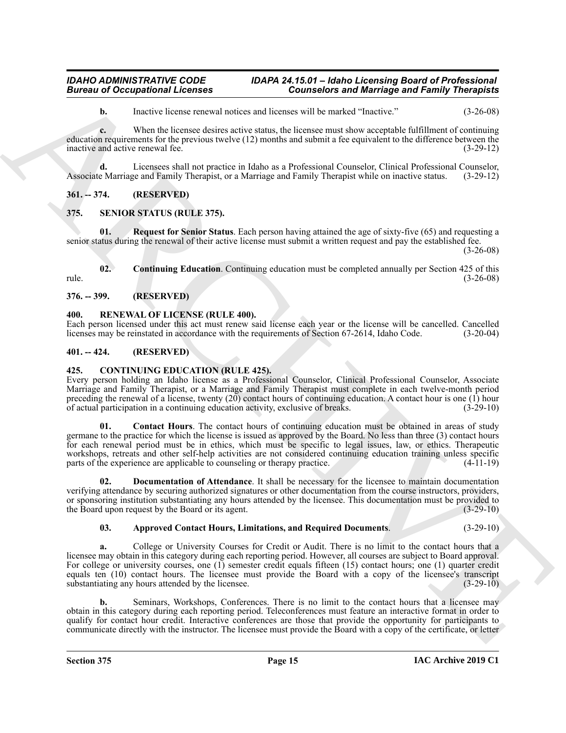**b.** Inactive license renewal notices and licenses will be marked "Inactive." (3-26-08)

**c.** When the licensee desires active status, the licensee must show acceptable fulfillment of continuing education requirements for the previous twelve (12) months and submit a fee equivalent to the difference between the inactive and active renewal fee. (3-29-12)

**d.** Licensees shall not practice in Idaho as a Professional Counselor, Clinical Professional Counselor, Associate Marriage and Family Therapist, or a Marriage and Family Therapist while on inactive status. (3-29-12)

## 361. -- 374. (RESERVED)

## 375. SENIOR STATUS (RULE 375).

**01. Request for Senior Status**. Each person having attained the age of sixty-five (65) and requesting a senior status during the renewal of their active license must submit a written request and pay the established fee. (3-26-08)

**02. Continuing Education**. Continuing education must be completed annually per Section 425 of this rule. (3-26-08)

## 376. -- 399. (RESERVED)

## 400. RENEWAL OF LICENSE (RULE 400).

Each person licensed under this act must renew said license each year or the license will be cancelled. Cancelled licenses may be reinstated in accordance with the requirements of Section 67-2614, Idaho Code. (3-20-04)

## 401. -- 424. (RESERVED)

## 425. CONTINUING EDUCATION (RULE 425).

Every person holding an Idaho license as a Professional Counselor, Clinical Professional Counselor, Associate Marriage and Family Therapist, or a Marriage and Family Therapist must complete in each twelve-month period preceding the renewal of a license, twenty (20) contact hours of continuing education. A contact hour is one (1) hour of actual participation in a continuing education activity, exclusive of breaks. (3-29-10)

**01. Contact Hours**. The contact hours of continuing education must be obtained in areas of study germane to the practice for which the license is issued as approved by the Board. No less than three (3) contact hours for each renewal period must be in ethics, which must be specific to legal issues, law, or ethics. Therapeutic workshops, retreats and other self-help activities are not considered continuing education training unless specific parts of the experience are applicable to counseling or therapy practice. (4-11-19)

**02. Documentation of Attendance**. It shall be necessary for the licensee to maintain documentation verifying attendance by securing authorized signatures or other documentation from the course instructors, providers, or sponsoring institution substantiating any hours attended by the licensee. This documentation must be provided to the Board upon request by the Board or its agent. (3-29-10)

**03. Approved Contact Hours, Limitations, and Required Documents**. (3-29-10)

**a.** College or University Courses for Credit or Audit. There is no limit to the contact hours that a licensee may obtain in this category during each reporting period. However, all courses are subject to Board approval. For college or university courses, one (1) semester credit equals fifteen (15) contact hours; one (1) quarter credit equals ten (10) contact hours. The licensee must provide the Board with a copy of the licensee's transcript substantiating any hours attended by the licensee. (3-29-10)

**b.** Seminars, Workshops, Conferences. There is no limit to the contact hours that a licensee may obtain in this category during each reporting period. Teleconferences must feature an interactive format in order to qualify for contact hour credit. Interactive conferences are those that provide the opportunity for participants to communicate directly with the instructor. The licensee must provide the Board with a copy of the certificate, or letter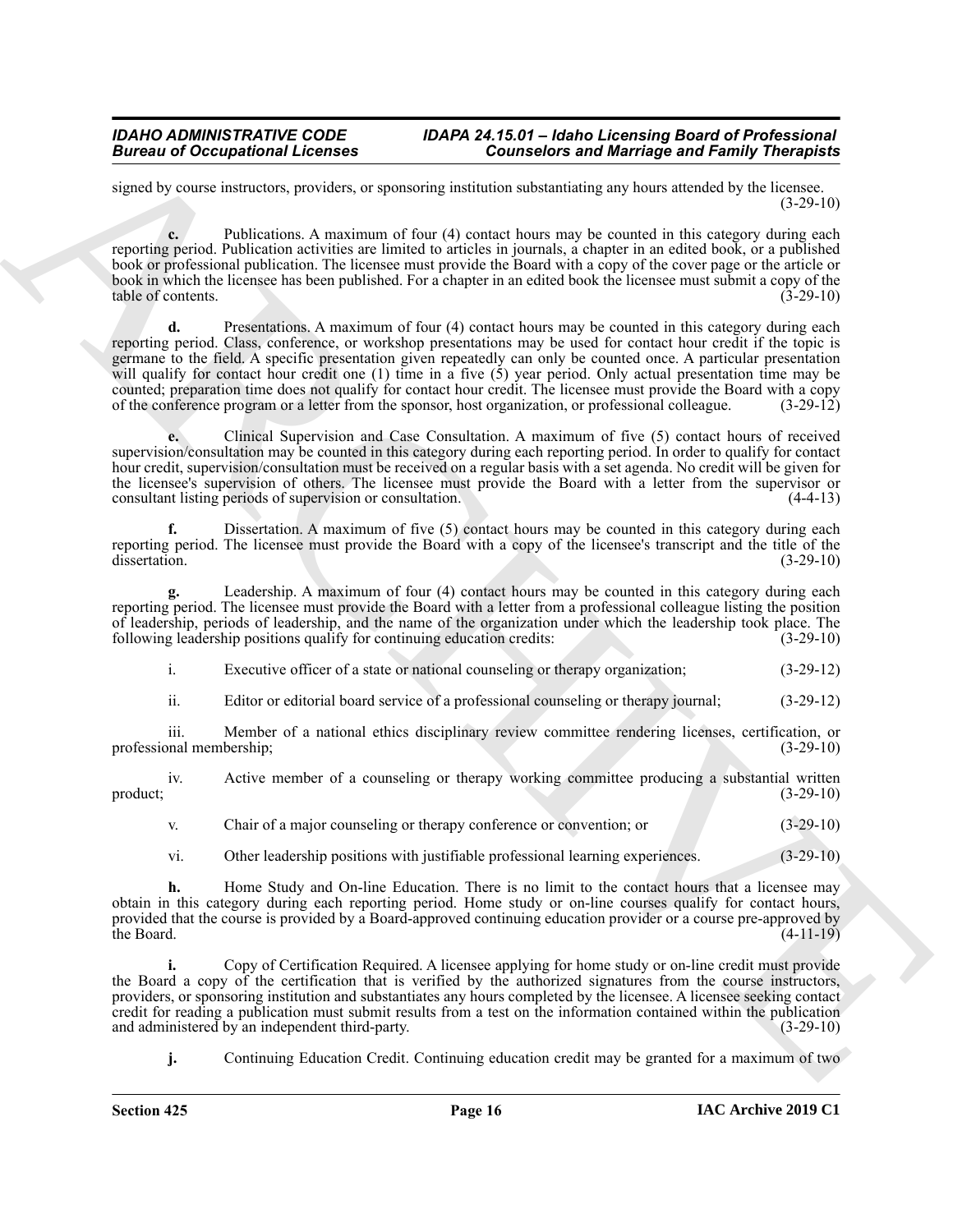signed by course instructors, providers, or sponsoring institution substantiating any hours attended by the licensee. (3-29-10)

**c.** Publications. A maximum of four (4) contact hours may be counted in this category during each reporting period. Publication activities are limited to articles in journals, a chapter in an edited book, or a published book or professional publication. The licensee must provide the Board with a copy of the cover page or the article or book in which the licensee has been published. For a chapter in an edited book the licensee must submit a copy of the table of contents. (3-29-10)

**d.** Presentations. A maximum of four (4) contact hours may be counted in this category during each reporting period. Class, conference, or workshop presentations may be used for contact hour credit if the topic is germane to the field. A specific presentation given repeatedly can only be counted once. A particular presentation will qualify for contact hour credit one (1) time in a five (5) year period. Only actual presentation time may be counted; preparation time does not qualify for contact hour credit. The licensee must provide the Board with a copy of the conference program or a letter from the sponsor, host organization, or professional colleague. (3-29-12)

**e.** Clinical Supervision and Case Consultation. A maximum of five (5) contact hours of received supervision/consultation may be counted in this category during each reporting period. In order to qualify for contact hour credit, supervision/consultation must be received on a regular basis with a set agenda. No credit will be given for the licensee's supervision of others. The licensee must provide the Board with a letter from the supervisor or consultant listing periods of supervision or consultation. (4-4-13)

**f.** Dissertation. A maximum of five (5) contact hours may be counted in this category during each reporting period. The licensee must provide the Board with a copy of the licensee's transcript and the title of the dissertation. (3-29-10)

**g.** Leadership. A maximum of four (4) contact hours may be counted in this category during each reporting period. The licensee must provide the Board with a letter from a professional colleague listing the position of leadership, periods of leadership, and the name of the organization under which the leadership took place. The following leadership positions qualify for continuing education credits: (3-29-10)

i. Executive officer of a state or national counseling or therapy organization; (3-29-12)

ii. Editor or editorial board service of a professional counseling or therapy journal; (3-29-12)

iii. Member of a national ethics disciplinary review committee rendering licenses, certification, or professional membership; (3-29-10)

iv. Active member of a counseling or therapy working committee producing a substantial written product; (3-29-10)

v. Chair of a major counseling or therapy conference or convention; or (3-29-10)

vi. Other leadership positions with justifiable professional learning experiences. (3-29-10)

**h.** Home Study and On-line Education. There is no limit to the contact hours that a licensee may obtain in this category during each reporting period. Home study or on-line courses qualify for contact hours, provided that the course is provided by a Board-approved continuing education provider or a course pre-approved by the Board. (4-11-19)

**i.** Copy of Certification Required. A licensee applying for home study or on-line credit must provide the Board a copy of the certification that is verified by the authorized signatures from the course instructors, providers, or sponsoring institution and substantiates any hours completed by the licensee. A licensee seeking contact credit for reading a publication must submit results from a test on the information contained within the publication and administered by an independent third-party. (3-29-10)

**j.** Continuing Education Credit. Continuing education credit may be granted for a maximum of two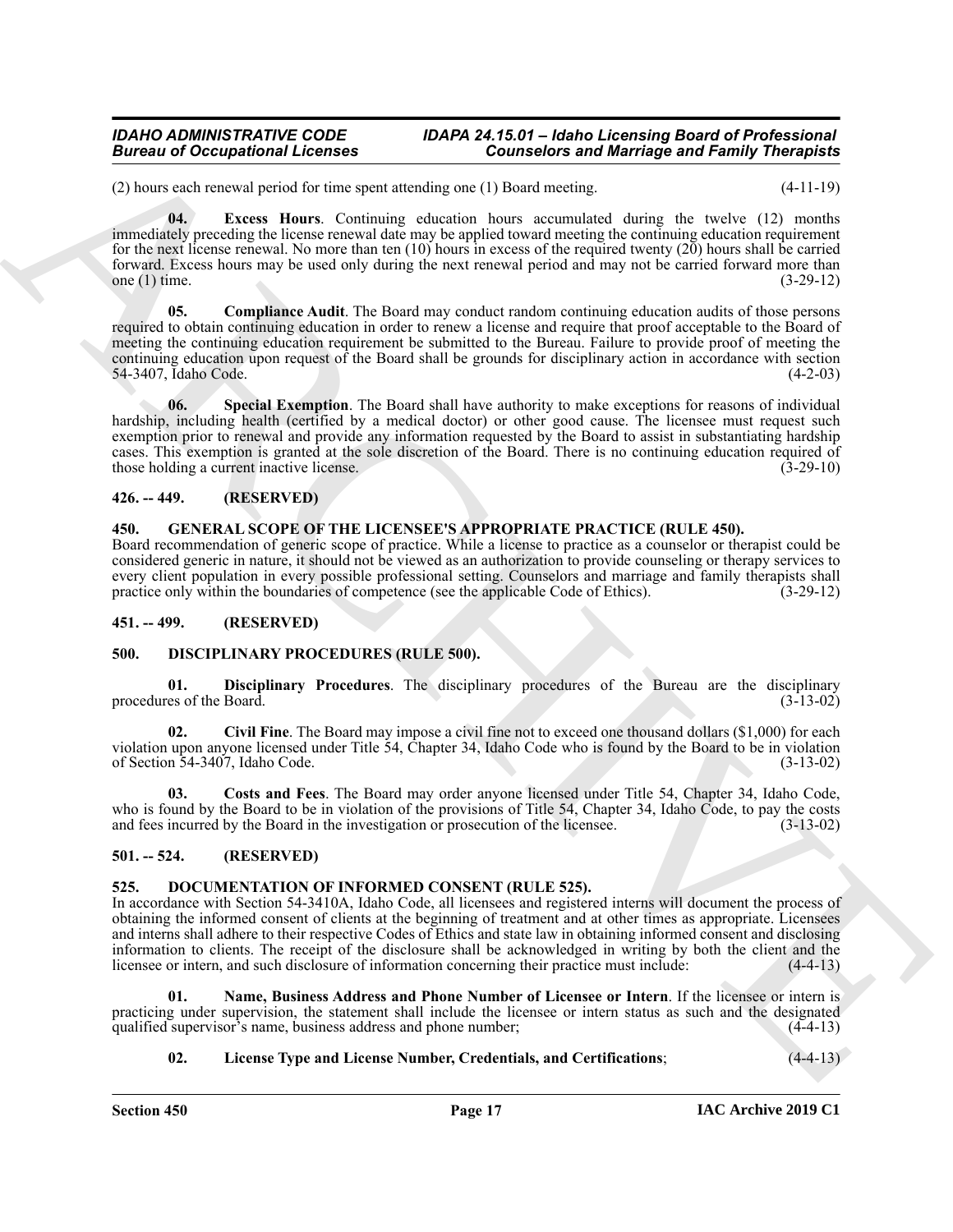(2) hours each renewal period for time spent attending one (1) Board meeting. (4-11-19)

**04. Excess Hours**. Continuing education hours accumulated during the twelve (12) months immediately preceding the license renewal date may be applied toward meeting the continuing education requirement for the next license renewal. No more than ten (10) hours in excess of the required twenty (20) hours shall be carried forward. Excess hours may be used only during the next renewal period and may not be carried forward more than one (1) time. (3-29-12)

**05. Compliance Audit**. The Board may conduct random continuing education audits of those persons required to obtain continuing education in order to renew a license and require that proof acceptable to the Board of meeting the continuing education requirement be submitted to the Bureau. Failure to provide proof of meeting the continuing education upon request of the Board shall be grounds for disciplinary action in accordance with section 54-3407, Idaho Code. (4-2-03)

**06. Special Exemption**. The Board shall have authority to make exceptions for reasons of individual hardship, including health (certified by a medical doctor) or other good cause. The licensee must request such exemption prior to renewal and provide any information requested by the Board to assist in substantiating hardship cases. This exemption is granted at the sole discretion of the Board. There is no continuing education required of those holding a current inactive license. (3-29-10)

## 426. -- 449. (RESERVED)

## 450. GENERAL SCOPE OF THE LICENSEE'S APPROPRIATE PRACTICE (RULE 450).

Board recommendation of generic scope of practice. While a license to practice as a counselor or therapist could be considered generic in nature, it should not be viewed as an authorization to provide counseling or therapy services to every client population in every possible professional setting. Counselors and marriage and family therapists shall practice only within the boundaries of competence (see the applicable Code of Ethics). (3-29-12)

## 451. -- 499. (RESERVED)

## 500. DISCIPLINARY PROCEDURES (RULE 500).

**01. Disciplinary Procedures**. The disciplinary procedures of the Bureau are the disciplinary procedures of the Board. (3-13-02)

**02. Civil Fine**. The Board may impose a civil fine not to exceed one thousand dollars ($1,000) for each violation upon anyone licensed under Title 54, Chapter 34, Idaho Code who is found by the Board to be in violation of Section 54-3407, Idaho Code. (3-13-02)

**03. Costs and Fees**. The Board may order anyone licensed under Title 54, Chapter 34, Idaho Code, who is found by the Board to be in violation of the provisions of Title 54, Chapter 34, Idaho Code, to pay the costs and fees incurred by the Board in the investigation or prosecution of the licensee. (3-13-02)

## 501. -- 524. (RESERVED)

## 525. DOCUMENTATION OF INFORMED CONSENT (RULE 525).

In accordance with Section 54-3410A, Idaho Code, all licensees and registered interns will document the process of obtaining the informed consent of clients at the beginning of treatment and at other times as appropriate. Licensees and interns shall adhere to their respective Codes of Ethics and state law in obtaining informed consent and disclosing information to clients. The receipt of the disclosure shall be acknowledged in writing by both the client and the licensee or intern, and such disclosure of information concerning their practice must include: (4-4-13)

**01. Name, Business Address and Phone Number of Licensee or Intern**. If the licensee or intern is practicing under supervision, the statement shall include the licensee or intern status as such and the designated qualified supervisor's name, business address and phone number; (4-4-13)

**02. License Type and License Number, Credentials, and Certifications**; (4-4-13)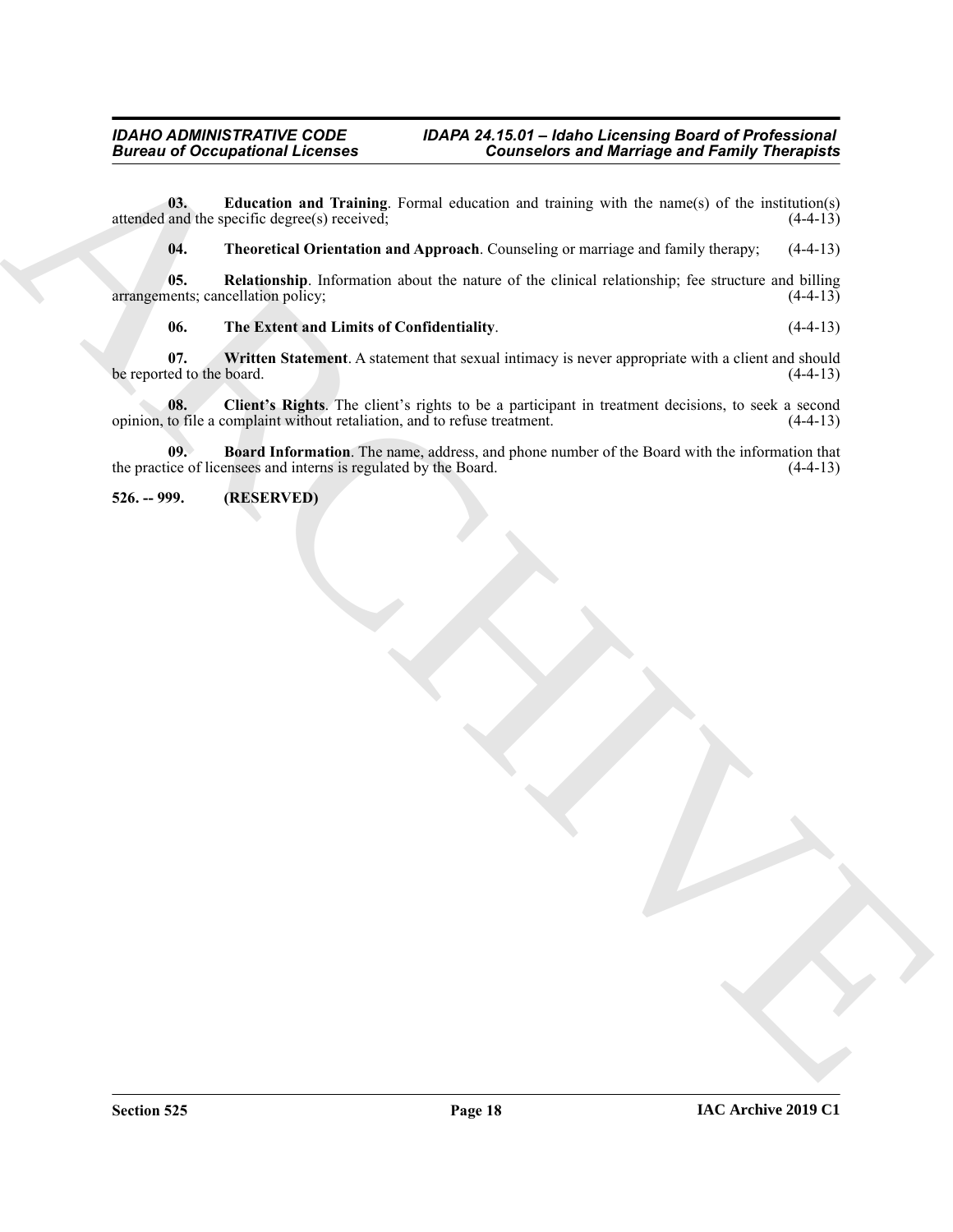**03. Education and Training**. Formal education and training with the name(s) of the institution(s) attended and the specific degree(s) received; (4-4-13)

**04. Theoretical Orientation and Approach**. Counseling or marriage and family therapy; (4-4-13)

**05. Relationship**. Information about the nature of the clinical relationship; fee structure and billing arrangements; cancellation policy; (4-4-13)

**06. The Extent and Limits of Confidentiality**. (4-4-13)

**07. Written Statement**. A statement that sexual intimacy is never appropriate with a client and should be reported to the board. (4-4-13)

**08. Client's Rights**. The client's rights to be a participant in treatment decisions, to seek a second opinion, to file a complaint without retaliation, and to refuse treatment. (4-4-13)

**09. Board Information**. The name, address, and phone number of the Board with the information that the practice of licensees and interns is regulated by the Board. (4-4-13)

**526. -- 999. (RESERVED)**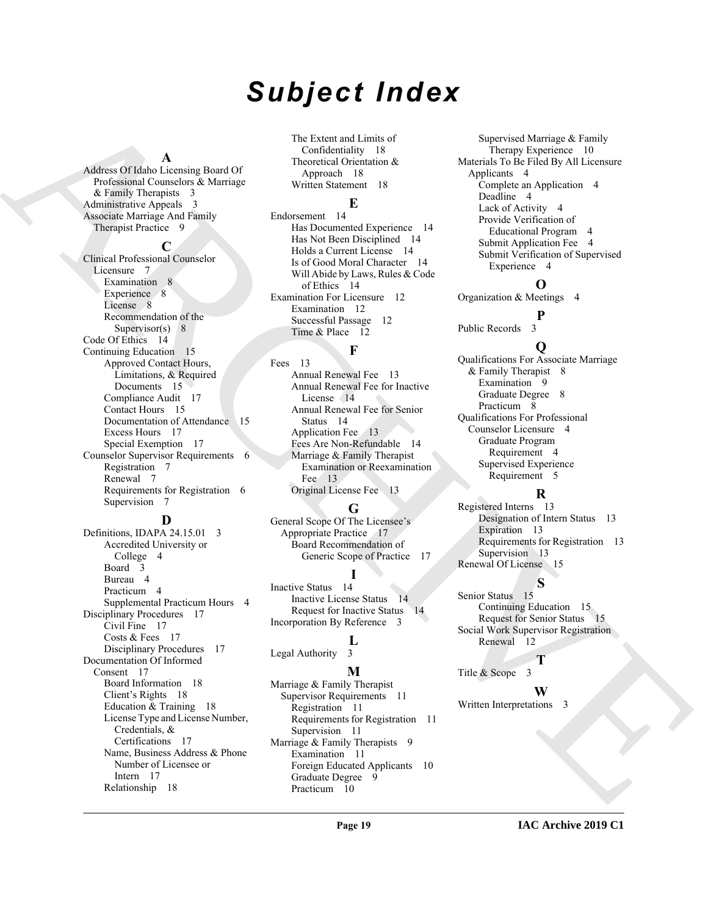# Subject Index

**A**

Address Of Idaho Licensing Board Of Professional Counselors & Marriage & Family Therapists 3
Administrative Appeals 3
Associate Marriage And Family Therapist Practice 9

**C**

Clinical Professional Counselor Licensure 7
- Examination 8
- Experience 8
- License 8
- Recommendation of the Supervisor(s) 8

Code Of Ethics 14
Continuing Education 15
- Approved Contact Hours, Limitations, & Required Documents 15
- Compliance Audit 17
- Contact Hours 15
- Documentation of Attendance 15
- Excess Hours 17
- Special Exemption 17

Counselor Supervisor Requirements 6
- Registration 7
- Renewal 7
- Requirements for Registration 6
- Supervision 7

**D**

Definitions, IDAPA 24.15.01 3
- Accredited University or College 4
- Board 3
- Bureau 4
- Practicum 4
- Supplemental Practicum Hours 4

Disciplinary Procedures 17
- Civil Fine 17
- Costs & Fees 17
- Disciplinary Procedures 17

Documentation Of Informed Consent 17
- Board Information 18
- Client's Rights 18
- Education & Training 18
- License Type and License Number, Credentials, & Certifications 17
- Name, Business Address & Phone Number of Licensee or Intern 17
- Relationship 18
- The Extent and Limits of Confidentiality 18
- Theoretical Orientation & Approach 18
- Written Statement 18

**E**

Endorsement 14
- Has Documented Experience 14
- Has Not Been Disciplined 14
- Holds a Current License 14
- Is of Good Moral Character 14
- Will Abide by Laws, Rules & Code of Ethics 14

Examination For Licensure 12
- Examination 12
- Successful Passage 12
- Time & Place 12

**F**

Fees 13
- Annual Renewal Fee 13
- Annual Renewal Fee for Inactive License 14
- Annual Renewal Fee for Senior Status 14
- Application Fee 13
- Fees Are Non-Refundable 14
- Marriage & Family Therapist Examination or Reexamination Fee 13
- Original License Fee 13

**G**

General Scope Of The Licensee's Appropriate Practice 17
- Board Recommendation of Generic Scope of Practice 17

**I**

Inactive Status 14
- Inactive License Status 14
- Request for Inactive Status 14

Incorporation By Reference 3

**L**

Legal Authority 3

**M**

Marriage & Family Therapist Supervisor Requirements 11
- Registration 11
- Requirements for Registration 11
- Supervision 11

Marriage & Family Therapists 9
- Examination 11
- Foreign Educated Applicants 10
- Graduate Degree 9
- Practicum 10
- Supervised Marriage & Family Therapy Experience 10

Materials To Be Filed By All Licensure Applicants 4
- Complete an Application 4
- Deadline 4
- Lack of Activity 4
- Provide Verification of Educational Program 4
- Submit Application Fee 4
- Submit Verification of Supervised Experience 4

**O**

Organization & Meetings 4

**P**

Public Records 3

**Q**

Qualifications For Associate Marriage & Family Therapist 8
- Examination 9
- Graduate Degree 8
- Practicum 8

Qualifications For Professional Counselor Licensure 4
- Graduate Program Requirement 4
- Supervised Experience Requirement 5

**R**

Registered Interns 13
- Designation of Intern Status 13
- Expiration 13
- Requirements for Registration 13
- Supervision 13

Renewal Of License 15

**S**

Senior Status 15
- Continuing Education 15
- Request for Senior Status 15

Social Work Supervisor Registration
- Renewal 12

**T**

Title & Scope 3

**W**

Written Interpretations 3